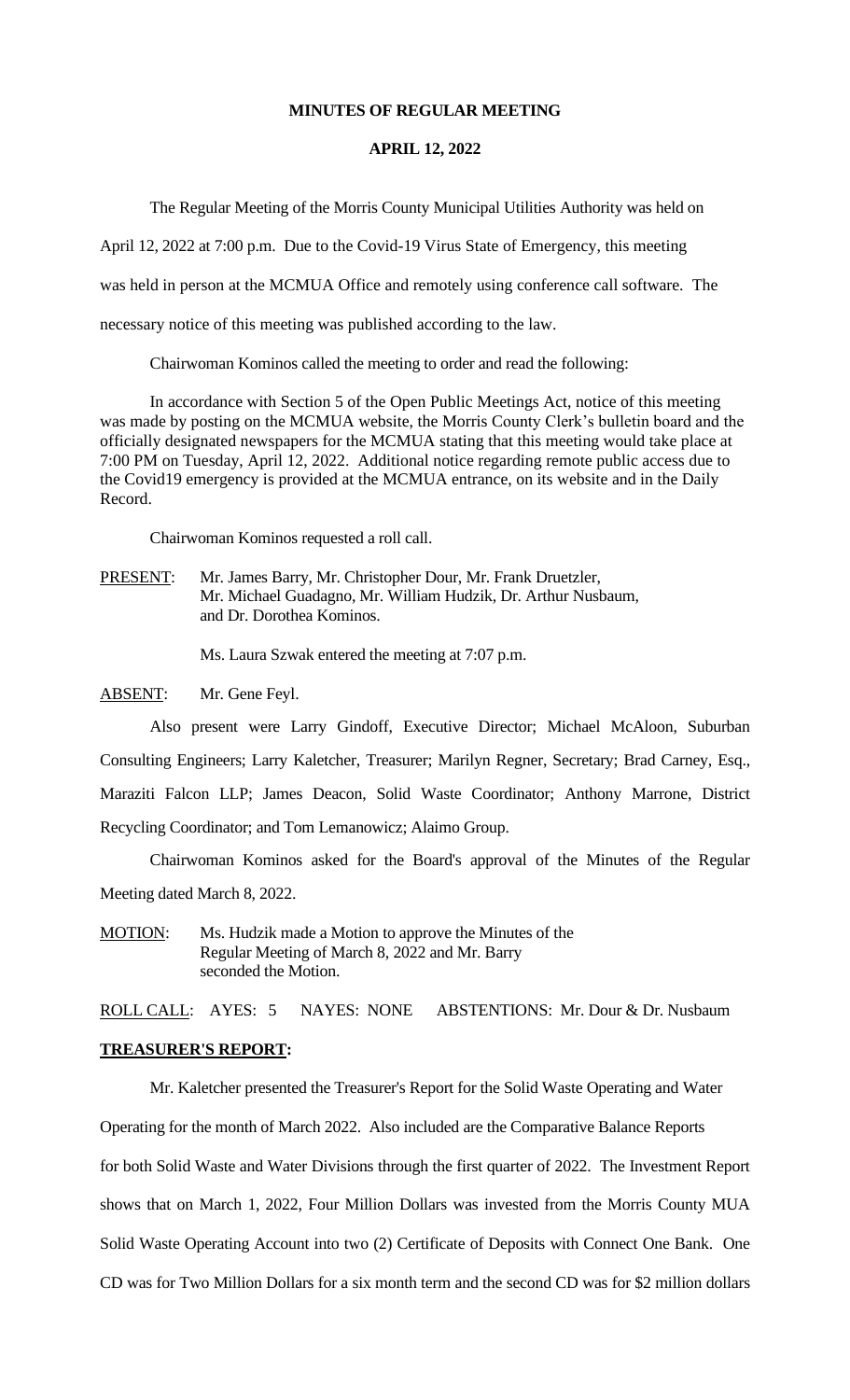**MINUTES OF REGULAR MEETING**

**APRIL 12, 2022**

The Regular Meeting of the Morris County Municipal Utilities Authority was held on April 12, 2022 at 7:00 p.m. Due to the Covid-19 Virus State of Emergency, this meeting was held in person at the MCMUA Office and remotely using conference call software. The necessary notice of this meeting was published according to the law.

Chairwoman Kominos called the meeting to order and read the following:

In accordance with Section 5 of the Open Public Meetings Act, notice of this meeting was made by posting on the MCMUA website, the Morris County Clerk's bulletin board and the officially designated newspapers for the MCMUA stating that this meeting would take place at 7:00 PM on Tuesday, April 12, 2022. Additional notice regarding remote public access due to the Covid19 emergency is provided at the MCMUA entrance, on its website and in the Daily Record.

Chairwoman Kominos requested a roll call.

PRESENT: Mr. James Barry, Mr. Christopher Dour, Mr. Frank Druetzler, Mr. Michael Guadagno, Mr. William Hudzik, Dr. Arthur Nusbaum, and Dr. Dorothea Kominos.

Ms. Laura Szwak entered the meeting at 7:07 p.m.

ABSENT: Mr. Gene Feyl.

Also present were Larry Gindoff, Executive Director; Michael McAloon, Suburban Consulting Engineers; Larry Kaletcher, Treasurer; Marilyn Regner, Secretary; Brad Carney, Esq., Maraziti Falcon LLP; James Deacon, Solid Waste Coordinator; Anthony Marrone, District Recycling Coordinator; and Tom Lemanowicz; Alaimo Group.

Chairwoman Kominos asked for the Board's approval of the Minutes of the Regular Meeting dated March 8, 2022.

MOTION: Ms. Hudzik made a Motion to approve the Minutes of the Regular Meeting of March 8, 2022 and Mr. Barry seconded the Motion.

ROLL CALL: AYES: 5 NAYES: NONE ABSTENTIONS: Mr. Dour & Dr. Nusbaum

**TREASURER'S REPORT:**

Mr. Kaletcher presented the Treasurer's Report for the Solid Waste Operating and Water Operating for the month of March 2022. Also included are the Comparative Balance Reports for both Solid Waste and Water Divisions through the first quarter of 2022. The Investment Report shows that on March 1, 2022, Four Million Dollars was invested from the Morris County MUA Solid Waste Operating Account into two (2) Certificate of Deposits with Connect One Bank. One CD was for Two Million Dollars for a six month term and the second CD was for $2 million dollars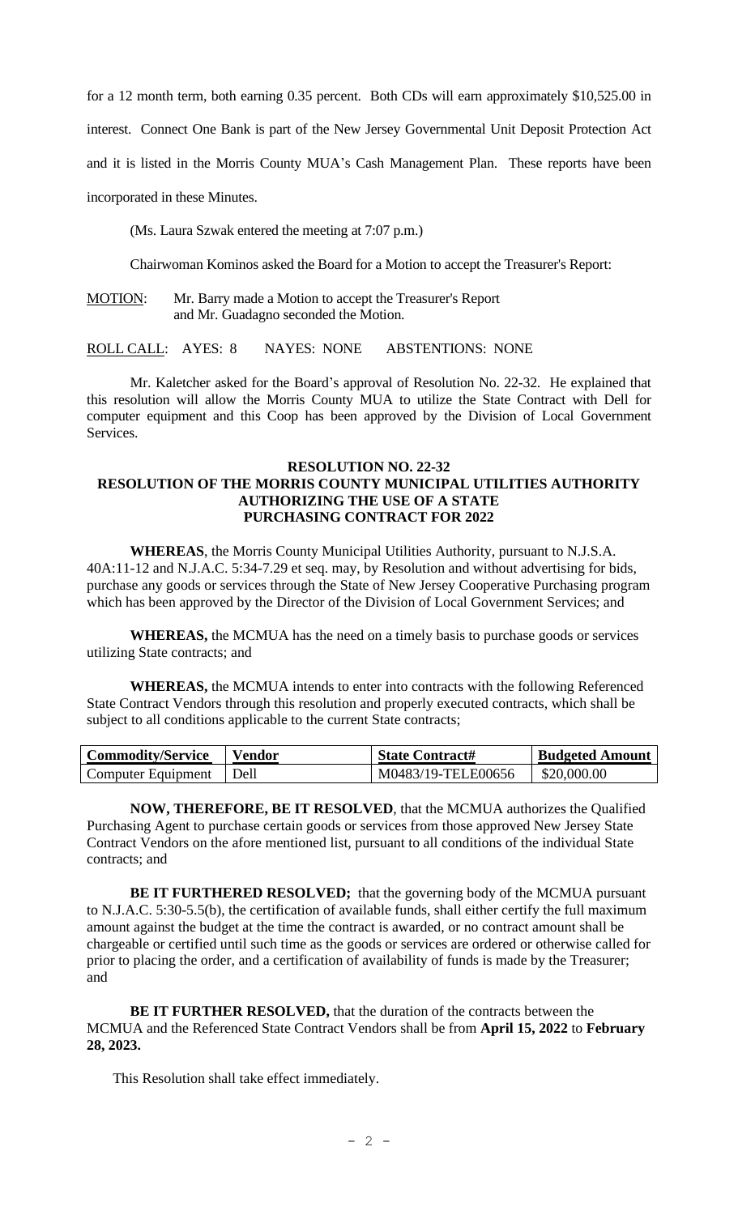for a 12 month term, both earning 0.35 percent. Both CDs will earn approximately $10,525.00 in interest. Connect One Bank is part of the New Jersey Governmental Unit Deposit Protection Act and it is listed in the Morris County MUA's Cash Management Plan. These reports have been incorporated in these Minutes.

(Ms. Laura Szwak entered the meeting at 7:07 p.m.)

Chairwoman Kominos asked the Board for a Motion to accept the Treasurer's Report:

MOTION: Mr. Barry made a Motion to accept the Treasurer's Report and Mr. Guadagno seconded the Motion.

ROLL CALL: AYES: 8 NAYES: NONE ABSTENTIONS: NONE

Mr. Kaletcher asked for the Board's approval of Resolution No. 22-32. He explained that this resolution will allow the Morris County MUA to utilize the State Contract with Dell for computer equipment and this Coop has been approved by the Division of Local Government Services.

**RESOLUTION NO. 22-32**
**RESOLUTION OF THE MORRIS COUNTY MUNICIPAL UTILITIES AUTHORITY AUTHORIZING THE USE OF A STATE PURCHASING CONTRACT FOR 2022**

**WHEREAS**, the Morris County Municipal Utilities Authority, pursuant to N.J.S.A. 40A:11-12 and N.J.A.C. 5:34-7.29 et seq. may, by Resolution and without advertising for bids, purchase any goods or services through the State of New Jersey Cooperative Purchasing program which has been approved by the Director of the Division of Local Government Services; and

**WHEREAS,** the MCMUA has the need on a timely basis to purchase goods or services utilizing State contracts; and

**WHEREAS,** the MCMUA intends to enter into contracts with the following Referenced State Contract Vendors through this resolution and properly executed contracts, which shall be subject to all conditions applicable to the current State contracts;

| Commodity/Service | Vendor | State Contract# | Budgeted Amount |
| --- | --- | --- | --- |
| Computer Equipment | Dell | M0483/19-TELE00656 | $20,000.00 |

**NOW, THEREFORE, BE IT RESOLVED**, that the MCMUA authorizes the Qualified Purchasing Agent to purchase certain goods or services from those approved New Jersey State Contract Vendors on the afore mentioned list, pursuant to all conditions of the individual State contracts; and

**BE IT FURTHERED RESOLVED;** that the governing body of the MCMUA pursuant to N.J.A.C. 5:30-5.5(b), the certification of available funds, shall either certify the full maximum amount against the budget at the time the contract is awarded, or no contract amount shall be chargeable or certified until such time as the goods or services are ordered or otherwise called for prior to placing the order, and a certification of availability of funds is made by the Treasurer; and

**BE IT FURTHER RESOLVED,** that the duration of the contracts between the MCMUA and the Referenced State Contract Vendors shall be from **April 15, 2022** to **February 28, 2023.**

This Resolution shall take effect immediately.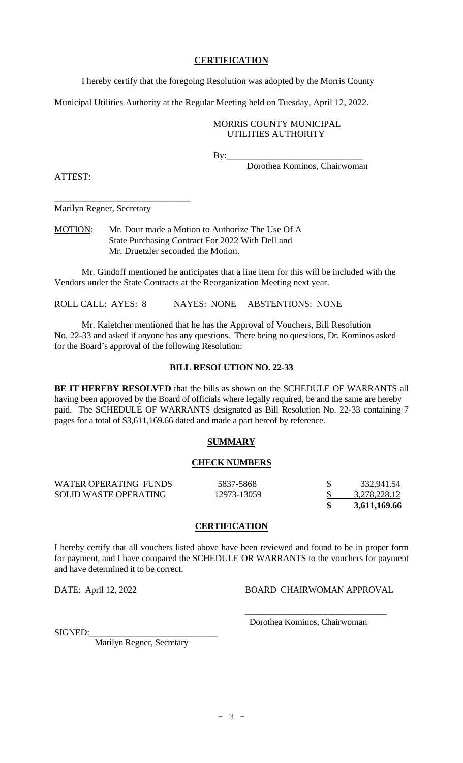## CERTIFICATION

I hereby certify that the foregoing Resolution was adopted by the Morris County Municipal Utilities Authority at the Regular Meeting held on Tuesday, April 12, 2022.

MORRIS COUNTY MUNICIPAL UTILITIES AUTHORITY

By:______________________________
Dorothea Kominos, Chairwoman

ATTEST:

______________________________
Marilyn Regner, Secretary

MOTION: Mr. Dour made a Motion to Authorize The Use Of A State Purchasing Contract For 2022 With Dell and Mr. Druetzler seconded the Motion.

Mr. Gindoff mentioned he anticipates that a line item for this will be included with the Vendors under the State Contracts at the Reorganization Meeting next year.

ROLL CALL: AYES: 8 NAYES: NONE ABSTENTIONS: NONE

Mr. Kaletcher mentioned that he has the Approval of Vouchers, Bill Resolution No. 22-33 and asked if anyone has any questions. There being no questions, Dr. Kominos asked for the Board's approval of the following Resolution:

### BILL RESOLUTION NO. 22-33

**BE IT HEREBY RESOLVED** that the bills as shown on the SCHEDULE OF WARRANTS all having been approved by the Board of officials where legally required, be and the same are hereby paid. The SCHEDULE OF WARRANTS designated as Bill Resolution No. 22-33 containing 7 pages for a total of $3,611,169.66 dated and made a part hereof by reference.

### SUMMARY

#### CHECK NUMBERS

| | | |
|---|---|---|
| WATER OPERATING FUNDS | 5837-5868 | $ 332,941.54 |
| SOLID WASTE OPERATING | 12973-13059 | $ 3,278,228.12 |
| | | **$ 3,611,169.66** |

### CERTIFICATION

I hereby certify that all vouchers listed above have been reviewed and found to be in proper form for payment, and I have compared the SCHEDULE OR WARRANTS to the vouchers for payment and have determined it to be correct.

DATE: April 12, 2022

BOARD CHAIRWOMAN APPROVAL

______________________________
Dorothea Kominos, Chairwoman

SIGNED:______________________________
Marilyn Regner, Secretary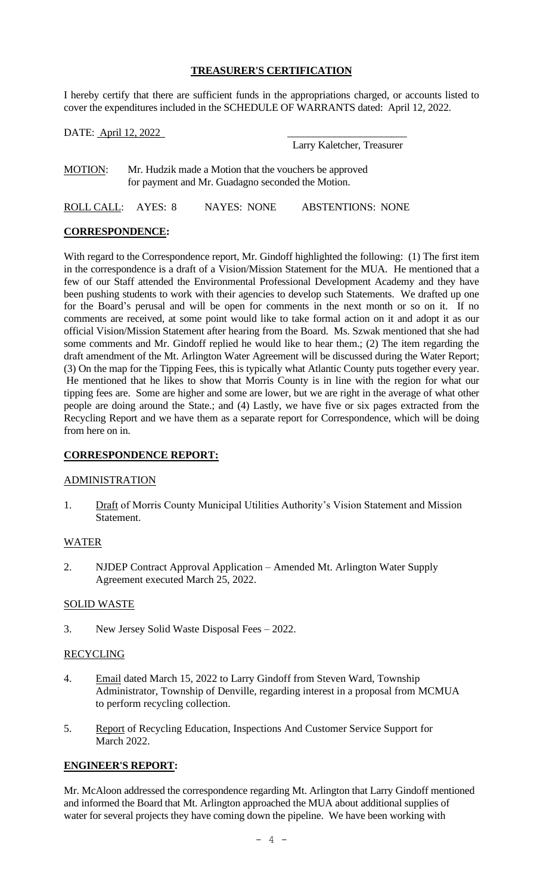## TREASURER'S CERTIFICATION

I hereby certify that there are sufficient funds in the appropriations charged, or accounts listed to cover the expenditures included in the SCHEDULE OF WARRANTS dated: April 12, 2022.

DATE: April 12, 2022

_______________________
Larry Kaletcher, Treasurer

MOTION: Mr. Hudzik made a Motion that the vouchers be approved for payment and Mr. Guadagno seconded the Motion.

ROLL CALL: AYES: 8 NAYES: NONE ABSTENTIONS: NONE

**CORRESPONDENCE:**

With regard to the Correspondence report, Mr. Gindoff highlighted the following: (1) The first item in the correspondence is a draft of a Vision/Mission Statement for the MUA. He mentioned that a few of our Staff attended the Environmental Professional Development Academy and they have been pushing students to work with their agencies to develop such Statements. We drafted up one for the Board's perusal and will be open for comments in the next month or so on it. If no comments are received, at some point would like to take formal action on it and adopt it as our official Vision/Mission Statement after hearing from the Board. Ms. Szwak mentioned that she had some comments and Mr. Gindoff replied he would like to hear them.; (2) The item regarding the draft amendment of the Mt. Arlington Water Agreement will be discussed during the Water Report; (3) On the map for the Tipping Fees, this is typically what Atlantic County puts together every year. He mentioned that he likes to show that Morris County is in line with the region for what our tipping fees are. Some are higher and some are lower, but we are right in the average of what other people are doing around the State.; and (4) Lastly, we have five or six pages extracted from the Recycling Report and we have them as a separate report for Correspondence, which will be doing from here on in.

**CORRESPONDENCE REPORT:**

ADMINISTRATION

1. Draft of Morris County Municipal Utilities Authority's Vision Statement and Mission Statement.

WATER

2. NJDEP Contract Approval Application – Amended Mt. Arlington Water Supply Agreement executed March 25, 2022.

SOLID WASTE

3. New Jersey Solid Waste Disposal Fees – 2022.

RECYCLING

4. Email dated March 15, 2022 to Larry Gindoff from Steven Ward, Township Administrator, Township of Denville, regarding interest in a proposal from MCMUA to perform recycling collection.

5. Report of Recycling Education, Inspections And Customer Service Support for March 2022.

**ENGINEER'S REPORT:**

Mr. McAloon addressed the correspondence regarding Mt. Arlington that Larry Gindoff mentioned and informed the Board that Mt. Arlington approached the MUA about additional supplies of water for several projects they have coming down the pipeline. We have been working with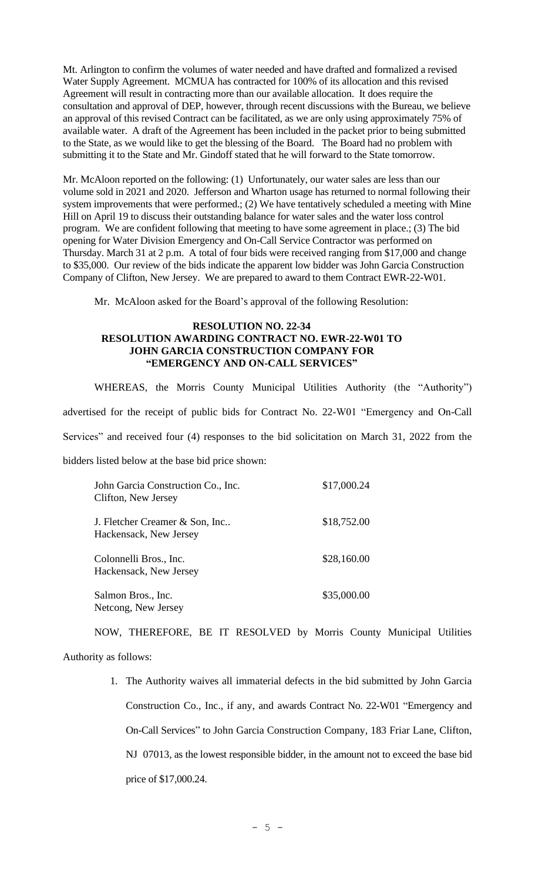Mt. Arlington to confirm the volumes of water needed and have drafted and formalized a revised Water Supply Agreement. MCMUA has contracted for 100% of its allocation and this revised Agreement will result in contracting more than our available allocation. It does require the consultation and approval of DEP, however, through recent discussions with the Bureau, we believe an approval of this revised Contract can be facilitated, as we are only using approximately 75% of available water. A draft of the Agreement has been included in the packet prior to being submitted to the State, as we would like to get the blessing of the Board. The Board had no problem with submitting it to the State and Mr. Gindoff stated that he will forward to the State tomorrow.

Mr. McAloon reported on the following: (1) Unfortunately, our water sales are less than our volume sold in 2021 and 2020. Jefferson and Wharton usage has returned to normal following their system improvements that were performed.; (2) We have tentatively scheduled a meeting with Mine Hill on April 19 to discuss their outstanding balance for water sales and the water loss control program. We are confident following that meeting to have some agreement in place.; (3) The bid opening for Water Division Emergency and On-Call Service Contractor was performed on Thursday. March 31 at 2 p.m. A total of four bids were received ranging from $17,000 and change to $35,000. Our review of the bids indicate the apparent low bidder was John Garcia Construction Company of Clifton, New Jersey. We are prepared to award to them Contract EWR-22-W01.

Mr. McAloon asked for the Board's approval of the following Resolution:

**RESOLUTION NO. 22-34**
**RESOLUTION AWARDING CONTRACT NO. EWR-22-W01 TO JOHN GARCIA CONSTRUCTION COMPANY FOR "EMERGENCY AND ON-CALL SERVICES"**

WHEREAS, the Morris County Municipal Utilities Authority (the "Authority") advertised for the receipt of public bids for Contract No. 22-W01 "Emergency and On-Call Services" and received four (4) responses to the bid solicitation on March 31, 2022 from the bidders listed below at the base bid price shown:

| Bidder | Base Bid Price |
|---|---|
| John Garcia Construction Co., Inc.<br>Clifton, New Jersey | $17,000.24 |
| J. Fletcher Creamer & Son, Inc..<br>Hackensack, New Jersey | $18,752.00 |
| Colonnelli Bros., Inc.<br>Hackensack, New Jersey | $28,160.00 |
| Salmon Bros., Inc.<br>Netcong, New Jersey | $35,000.00 |

NOW, THEREFORE, BE IT RESOLVED by Morris County Municipal Utilities Authority as follows:

1. The Authority waives all immaterial defects in the bid submitted by John Garcia Construction Co., Inc., if any, and awards Contract No. 22-W01 "Emergency and On-Call Services" to John Garcia Construction Company, 183 Friar Lane, Clifton, NJ 07013, as the lowest responsible bidder, in the amount not to exceed the base bid price of $17,000.24.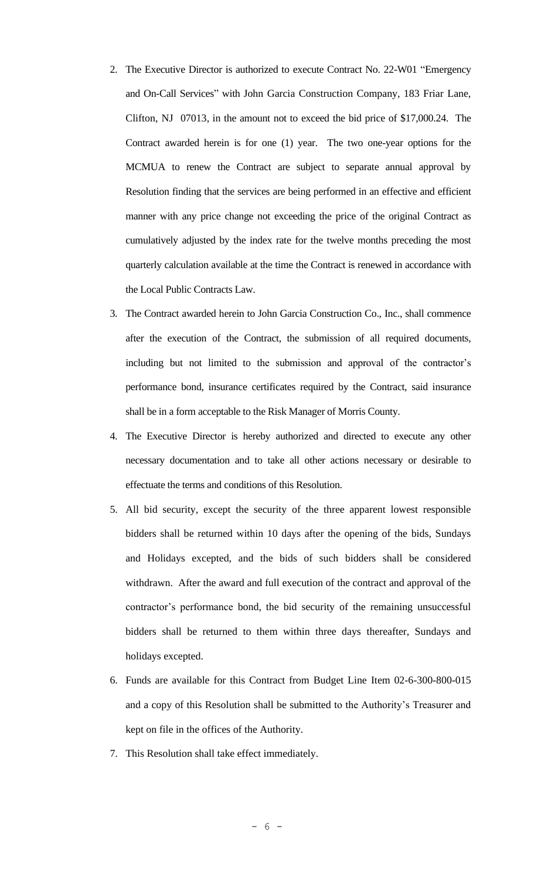2. The Executive Director is authorized to execute Contract No. 22-W01 "Emergency and On-Call Services" with John Garcia Construction Company, 183 Friar Lane, Clifton, NJ 07013, in the amount not to exceed the bid price of $17,000.24. The Contract awarded herein is for one (1) year. The two one-year options for the MCMUA to renew the Contract are subject to separate annual approval by Resolution finding that the services are being performed in an effective and efficient manner with any price change not exceeding the price of the original Contract as cumulatively adjusted by the index rate for the twelve months preceding the most quarterly calculation available at the time the Contract is renewed in accordance with the Local Public Contracts Law.

3. The Contract awarded herein to John Garcia Construction Co., Inc., shall commence after the execution of the Contract, the submission of all required documents, including but not limited to the submission and approval of the contractor's performance bond, insurance certificates required by the Contract, said insurance shall be in a form acceptable to the Risk Manager of Morris County.

4. The Executive Director is hereby authorized and directed to execute any other necessary documentation and to take all other actions necessary or desirable to effectuate the terms and conditions of this Resolution.

5. All bid security, except the security of the three apparent lowest responsible bidders shall be returned within 10 days after the opening of the bids, Sundays and Holidays excepted, and the bids of such bidders shall be considered withdrawn. After the award and full execution of the contract and approval of the contractor's performance bond, the bid security of the remaining unsuccessful bidders shall be returned to them within three days thereafter, Sundays and holidays excepted.

6. Funds are available for this Contract from Budget Line Item 02-6-300-800-015 and a copy of this Resolution shall be submitted to the Authority's Treasurer and kept on file in the offices of the Authority.

7. This Resolution shall take effect immediately.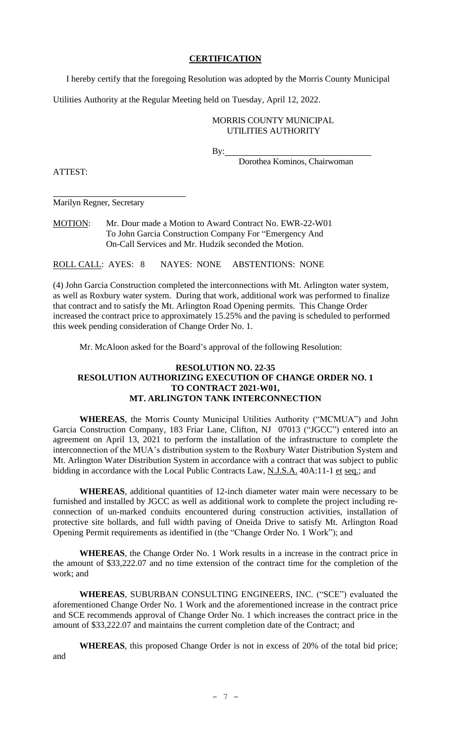## CERTIFICATION

I hereby certify that the foregoing Resolution was adopted by the Morris County Municipal Utilities Authority at the Regular Meeting held on Tuesday, April 12, 2022.

MORRIS COUNTY MUNICIPAL UTILITIES AUTHORITY

By: ________________________________
Dorothea Kominos, Chairwoman

ATTEST:

________________________________
Marilyn Regner, Secretary

MOTION: Mr. Dour made a Motion to Award Contract No. EWR-22-W01 To John Garcia Construction Company For "Emergency And On-Call Services and Mr. Hudzik seconded the Motion.

ROLL CALL: AYES: 8 NAYES: NONE ABSTENTIONS: NONE

(4) John Garcia Construction completed the interconnections with Mt. Arlington water system, as well as Roxbury water system. During that work, additional work was performed to finalize that contract and to satisfy the Mt. Arlington Road Opening permits. This Change Order increased the contract price to approximately 15.25% and the paving is scheduled to performed this week pending consideration of Change Order No. 1.

Mr. McAloon asked for the Board's approval of the following Resolution:

### RESOLUTION NO. 22-35
### RESOLUTION AUTHORIZING EXECUTION OF CHANGE ORDER NO. 1 TO CONTRACT 2021-W01, MT. ARLINGTON TANK INTERCONNECTION

**WHEREAS**, the Morris County Municipal Utilities Authority ("MCMUA") and John Garcia Construction Company, 183 Friar Lane, Clifton, NJ 07013 ("JGCC") entered into an agreement on April 13, 2021 to perform the installation of the infrastructure to complete the interconnection of the MUA's distribution system to the Roxbury Water Distribution System and Mt. Arlington Water Distribution System in accordance with a contract that was subject to public bidding in accordance with the Local Public Contracts Law, N.J.S.A. 40A:11-1 et seq.; and

**WHEREAS**, additional quantities of 12-inch diameter water main were necessary to be furnished and installed by JGCC as well as additional work to complete the project including re-connection of un-marked conduits encountered during construction activities, installation of protective site bollards, and full width paving of Oneida Drive to satisfy Mt. Arlington Road Opening Permit requirements as identified in (the "Change Order No. 1 Work"); and

**WHEREAS**, the Change Order No. 1 Work results in a increase in the contract price in the amount of $33,222.07 and no time extension of the contract time for the completion of the work; and

**WHEREAS**, SUBURBAN CONSULTING ENGINEERS, INC. ("SCE") evaluated the aforementioned Change Order No. 1 Work and the aforementioned increase in the contract price and SCE recommends approval of Change Order No. 1 which increases the contract price in the amount of $33,222.07 and maintains the current completion date of the Contract; and

**WHEREAS**, this proposed Change Order is not in excess of 20% of the total bid price; and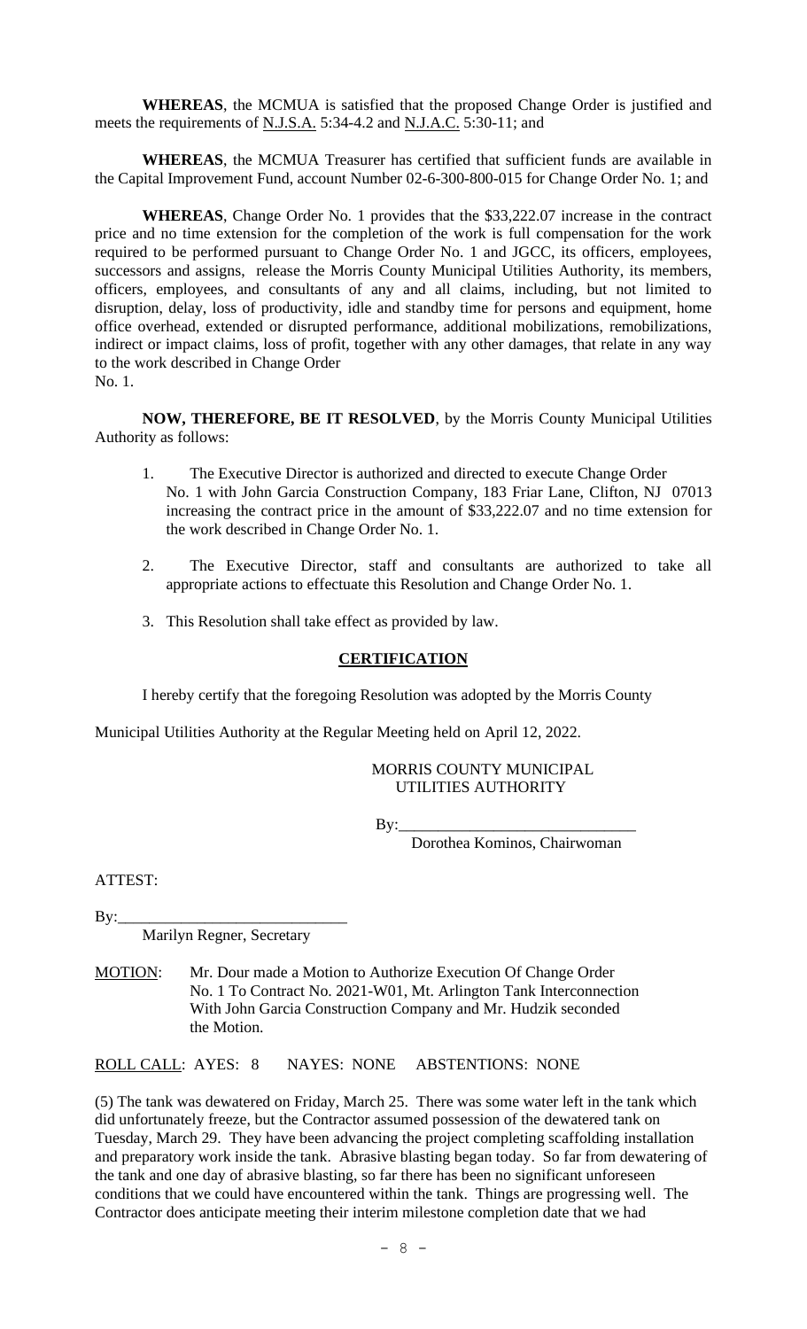**WHEREAS**, the MCMUA is satisfied that the proposed Change Order is justified and meets the requirements of N.J.S.A. 5:34-4.2 and N.J.A.C. 5:30-11; and

**WHEREAS**, the MCMUA Treasurer has certified that sufficient funds are available in the Capital Improvement Fund, account Number 02-6-300-800-015 for Change Order No. 1; and

**WHEREAS**, Change Order No. 1 provides that the $33,222.07 increase in the contract price and no time extension for the completion of the work is full compensation for the work required to be performed pursuant to Change Order No. 1 and JGCC, its officers, employees, successors and assigns, release the Morris County Municipal Utilities Authority, its members, officers, employees, and consultants of any and all claims, including, but not limited to disruption, delay, loss of productivity, idle and standby time for persons and equipment, home office overhead, extended or disrupted performance, additional mobilizations, remobilizations, indirect or impact claims, loss of profit, together with any other damages, that relate in any way to the work described in Change Order No. 1.

**NOW, THEREFORE, BE IT RESOLVED**, by the Morris County Municipal Utilities Authority as follows:

1. The Executive Director is authorized and directed to execute Change Order No. 1 with John Garcia Construction Company, 183 Friar Lane, Clifton, NJ 07013 increasing the contract price in the amount of $33,222.07 and no time extension for the work described in Change Order No. 1.

2. The Executive Director, staff and consultants are authorized to take all appropriate actions to effectuate this Resolution and Change Order No. 1.

3. This Resolution shall take effect as provided by law.

**CERTIFICATION**

I hereby certify that the foregoing Resolution was adopted by the Morris County Municipal Utilities Authority at the Regular Meeting held on April 12, 2022.

MORRIS COUNTY MUNICIPAL UTILITIES AUTHORITY

By:_____________________________
Dorothea Kominos, Chairwoman

ATTEST:

By:_____________________________
Marilyn Regner, Secretary

MOTION: Mr. Dour made a Motion to Authorize Execution Of Change Order No. 1 To Contract No. 2021-W01, Mt. Arlington Tank Interconnection With John Garcia Construction Company and Mr. Hudzik seconded the Motion.

ROLL CALL: AYES: 8 NAYES: NONE ABSTENTIONS: NONE

(5) The tank was dewatered on Friday, March 25. There was some water left in the tank which did unfortunately freeze, but the Contractor assumed possession of the dewatered tank on Tuesday, March 29. They have been advancing the project completing scaffolding installation and preparatory work inside the tank. Abrasive blasting began today. So far from dewatering of the tank and one day of abrasive blasting, so far there has been no significant unforeseen conditions that we could have encountered within the tank. Things are progressing well. The Contractor does anticipate meeting their interim milestone completion date that we had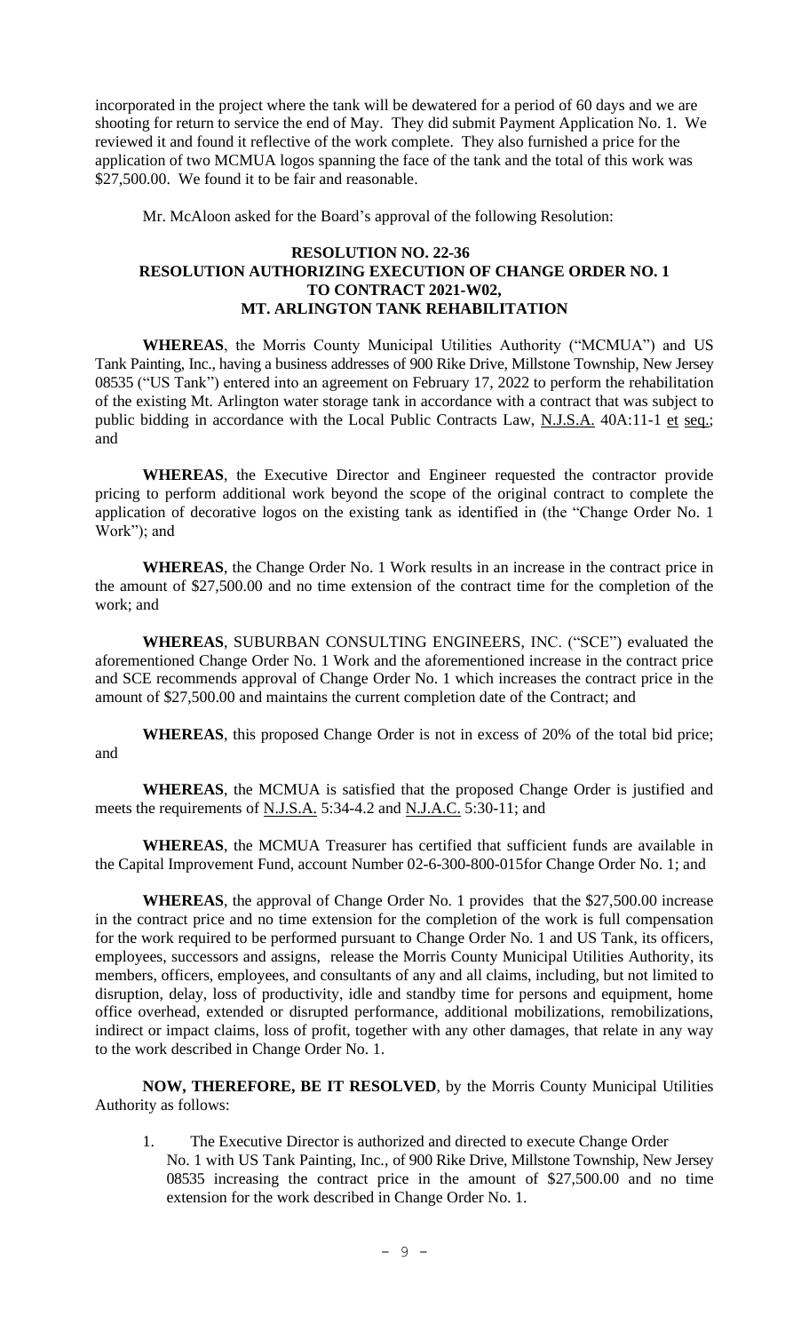incorporated in the project where the tank will be dewatered for a period of 60 days and we are shooting for return to service the end of May. They did submit Payment Application No. 1. We reviewed it and found it reflective of the work complete. They also furnished a price for the application of two MCMUA logos spanning the face of the tank and the total of this work was $27,500.00. We found it to be fair and reasonable.

Mr. McAloon asked for the Board's approval of the following Resolution:

**RESOLUTION NO. 22-36**
**RESOLUTION AUTHORIZING EXECUTION OF CHANGE ORDER NO. 1 TO CONTRACT 2021-W02, MT. ARLINGTON TANK REHABILITATION**

**WHEREAS**, the Morris County Municipal Utilities Authority ("MCMUA") and US Tank Painting, Inc., having a business addresses of 900 Rike Drive, Millstone Township, New Jersey 08535 ("US Tank") entered into an agreement on February 17, 2022 to perform the rehabilitation of the existing Mt. Arlington water storage tank in accordance with a contract that was subject to public bidding in accordance with the Local Public Contracts Law, N.J.S.A. 40A:11-1 et seq.; and

**WHEREAS**, the Executive Director and Engineer requested the contractor provide pricing to perform additional work beyond the scope of the original contract to complete the application of decorative logos on the existing tank as identified in (the "Change Order No. 1 Work"); and

**WHEREAS**, the Change Order No. 1 Work results in an increase in the contract price in the amount of $27,500.00 and no time extension of the contract time for the completion of the work; and

**WHEREAS**, SUBURBAN CONSULTING ENGINEERS, INC. ("SCE") evaluated the aforementioned Change Order No. 1 Work and the aforementioned increase in the contract price and SCE recommends approval of Change Order No. 1 which increases the contract price in the amount of $27,500.00 and maintains the current completion date of the Contract; and

**WHEREAS**, this proposed Change Order is not in excess of 20% of the total bid price; and

**WHEREAS**, the MCMUA is satisfied that the proposed Change Order is justified and meets the requirements of N.J.S.A. 5:34-4.2 and N.J.A.C. 5:30-11; and

**WHEREAS**, the MCMUA Treasurer has certified that sufficient funds are available in the Capital Improvement Fund, account Number 02-6-300-800-015for Change Order No. 1; and

**WHEREAS**, the approval of Change Order No. 1 provides that the $27,500.00 increase in the contract price and no time extension for the completion of the work is full compensation for the work required to be performed pursuant to Change Order No. 1 and US Tank, its officers, employees, successors and assigns, release the Morris County Municipal Utilities Authority, its members, officers, employees, and consultants of any and all claims, including, but not limited to disruption, delay, loss of productivity, idle and standby time for persons and equipment, home office overhead, extended or disrupted performance, additional mobilizations, remobilizations, indirect or impact claims, loss of profit, together with any other damages, that relate in any way to the work described in Change Order No. 1.

**NOW, THEREFORE, BE IT RESOLVED**, by the Morris County Municipal Utilities Authority as follows:

1. The Executive Director is authorized and directed to execute Change Order No. 1 with US Tank Painting, Inc., of 900 Rike Drive, Millstone Township, New Jersey 08535 increasing the contract price in the amount of $27,500.00 and no time extension for the work described in Change Order No. 1.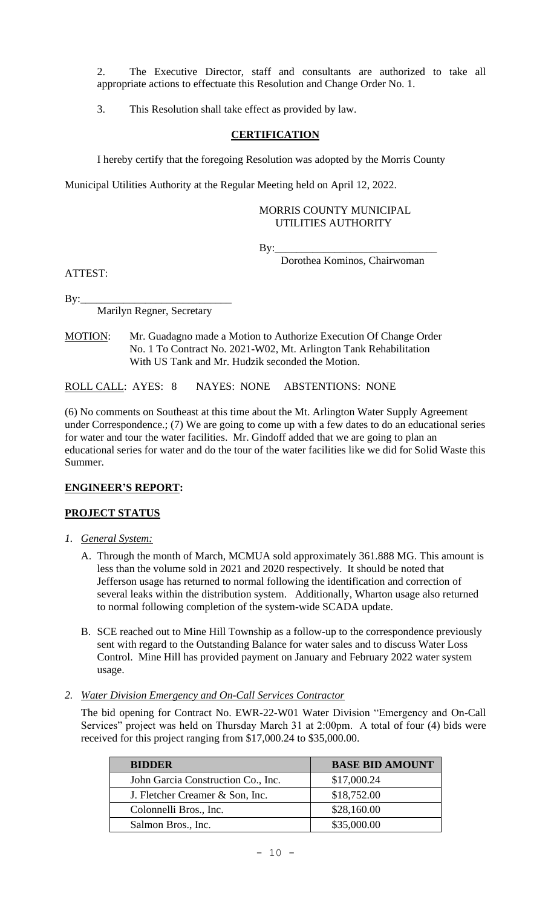2. The Executive Director, staff and consultants are authorized to take all appropriate actions to effectuate this Resolution and Change Order No. 1.

3. This Resolution shall take effect as provided by law.

**CERTIFICATION**

I hereby certify that the foregoing Resolution was adopted by the Morris County Municipal Utilities Authority at the Regular Meeting held on April 12, 2022.

MORRIS COUNTY MUNICIPAL UTILITIES AUTHORITY

By:______________________________
Dorothea Kominos, Chairwoman

ATTEST:

By:____________________________
Marilyn Regner, Secretary

MOTION: Mr. Guadagno made a Motion to Authorize Execution Of Change Order No. 1 To Contract No. 2021-W02, Mt. Arlington Tank Rehabilitation With US Tank and Mr. Hudzik seconded the Motion.

ROLL CALL: AYES: 8 NAYES: NONE ABSTENTIONS: NONE

(6) No comments on Southeast at this time about the Mt. Arlington Water Supply Agreement under Correspondence.; (7) We are going to come up with a few dates to do an educational series for water and tour the water facilities. Mr. Gindoff added that we are going to plan an educational series for water and do the tour of the water facilities like we did for Solid Waste this Summer.

**ENGINEER'S REPORT:**

**PROJECT STATUS**

1. *General System:*

   A. Through the month of March, MCMUA sold approximately 361.888 MG. This amount is less than the volume sold in 2021 and 2020 respectively. It should be noted that Jefferson usage has returned to normal following the identification and correction of several leaks within the distribution system. Additionally, Wharton usage also returned to normal following completion of the system-wide SCADA update.

   B. SCE reached out to Mine Hill Township as a follow-up to the correspondence previously sent with regard to the Outstanding Balance for water sales and to discuss Water Loss Control. Mine Hill has provided payment on January and February 2022 water system usage.

2. *Water Division Emergency and On-Call Services Contractor*

   The bid opening for Contract No. EWR-22-W01 Water Division "Emergency and On-Call Services" project was held on Thursday March 31 at 2:00pm. A total of four (4) bids were received for this project ranging from $17,000.24 to $35,000.00.

| BIDDER | BASE BID AMOUNT |
|---|---|
| John Garcia Construction Co., Inc. | $17,000.24 |
| J. Fletcher Creamer & Son, Inc. | $18,752.00 |
| Colonnelli Bros., Inc. | $28,160.00 |
| Salmon Bros., Inc. | $35,000.00 |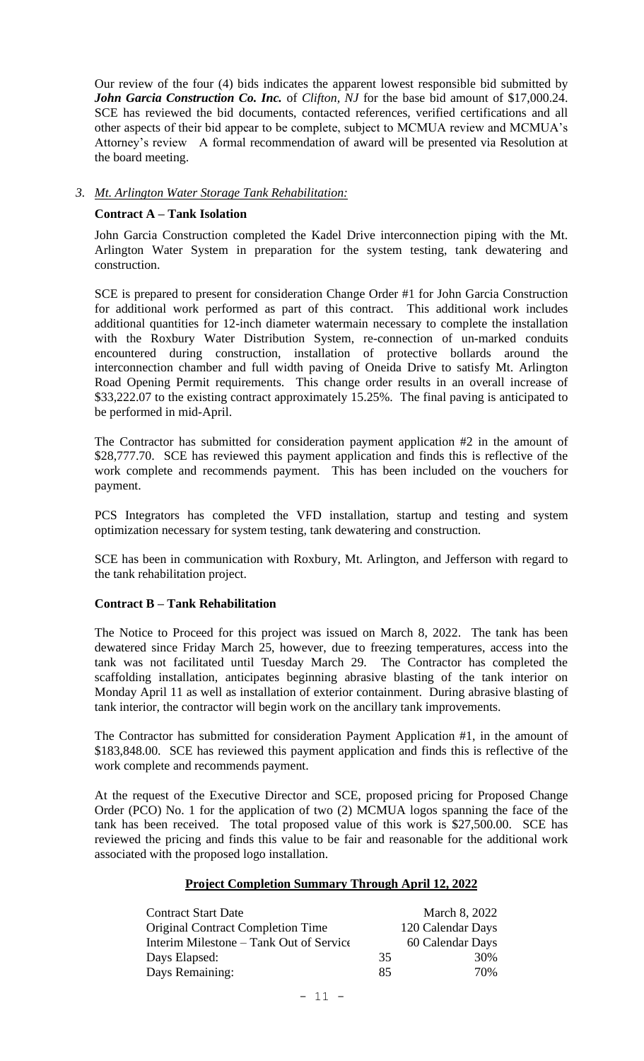Our review of the four (4) bids indicates the apparent lowest responsible bid submitted by ***John Garcia Construction Co. Inc.*** of *Clifton, NJ* for the base bid amount of $17,000.24. SCE has reviewed the bid documents, contacted references, verified certifications and all other aspects of their bid appear to be complete, subject to MCMUA review and MCMUA's Attorney's review A formal recommendation of award will be presented via Resolution at the board meeting.

3. *Mt. Arlington Water Storage Tank Rehabilitation:*

**Contract A – Tank Isolation**

John Garcia Construction completed the Kadel Drive interconnection piping with the Mt. Arlington Water System in preparation for the system testing, tank dewatering and construction.

SCE is prepared to present for consideration Change Order #1 for John Garcia Construction for additional work performed as part of this contract. This additional work includes additional quantities for 12-inch diameter watermain necessary to complete the installation with the Roxbury Water Distribution System, re-connection of un-marked conduits encountered during construction, installation of protective bollards around the interconnection chamber and full width paving of Oneida Drive to satisfy Mt. Arlington Road Opening Permit requirements. This change order results in an overall increase of $33,222.07 to the existing contract approximately 15.25%. The final paving is anticipated to be performed in mid-April.

The Contractor has submitted for consideration payment application #2 in the amount of $28,777.70. SCE has reviewed this payment application and finds this is reflective of the work complete and recommends payment. This has been included on the vouchers for payment.

PCS Integrators has completed the VFD installation, startup and testing and system optimization necessary for system testing, tank dewatering and construction.

SCE has been in communication with Roxbury, Mt. Arlington, and Jefferson with regard to the tank rehabilitation project.

**Contract B – Tank Rehabilitation**

The Notice to Proceed for this project was issued on March 8, 2022. The tank has been dewatered since Friday March 25, however, due to freezing temperatures, access into the tank was not facilitated until Tuesday March 29. The Contractor has completed the scaffolding installation, anticipates beginning abrasive blasting of the tank interior on Monday April 11 as well as installation of exterior containment. During abrasive blasting of tank interior, the contractor will begin work on the ancillary tank improvements.

The Contractor has submitted for consideration Payment Application #1, in the amount of $183,848.00. SCE has reviewed this payment application and finds this is reflective of the work complete and recommends payment.

At the request of the Executive Director and SCE, proposed pricing for Proposed Change Order (PCO) No. 1 for the application of two (2) MCMUA logos spanning the face of the tank has been received. The total proposed value of this work is $27,500.00. SCE has reviewed the pricing and finds this value to be fair and reasonable for the additional work associated with the proposed logo installation.

**Project Completion Summary Through April 12, 2022**

| | | |
|---|---|---|
| Contract Start Date | | March 8, 2022 |
| Original Contract Completion Time | | 120 Calendar Days |
| Interim Milestone – Tank Out of Service | | 60 Calendar Days |
| Days Elapsed: | 35 | 30% |
| Days Remaining: | 85 | 70% |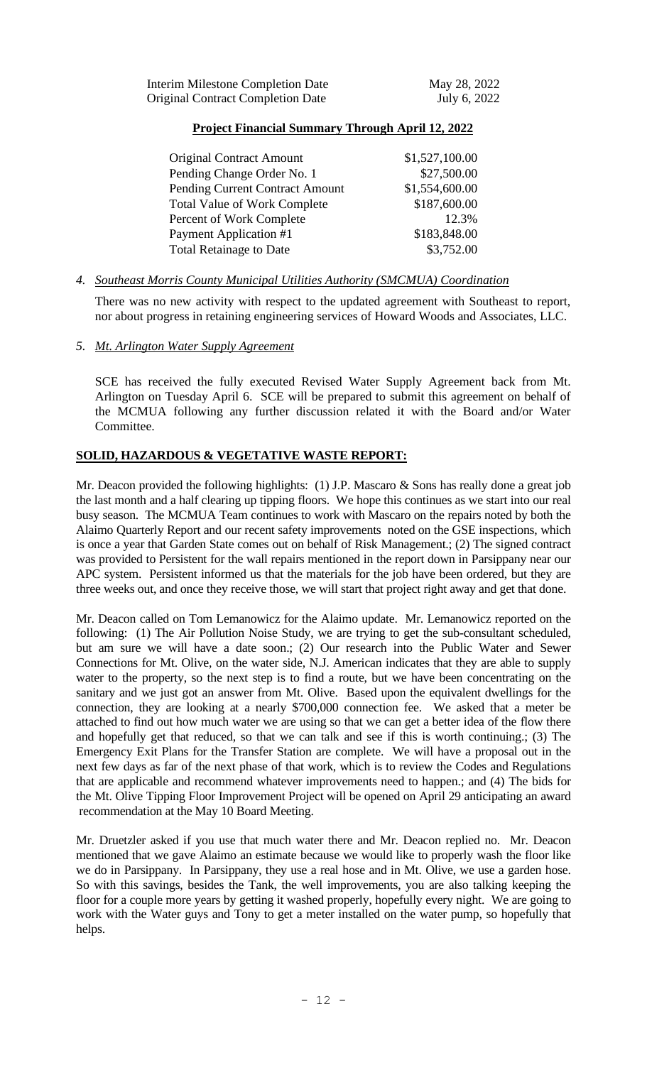| | |
|---|---|
| Interim Milestone Completion Date | May 28, 2022 |
| Original Contract Completion Date | July 6, 2022 |

**Project Financial Summary Through April 12, 2022**

| | |
|---|---|
| Original Contract Amount | $1,527,100.00 |
| Pending Change Order No. 1 | $27,500.00 |
| Pending Current Contract Amount | $1,554,600.00 |
| Total Value of Work Complete | $187,600.00 |
| Percent of Work Complete | 12.3% |
| Payment Application #1 | $183,848.00 |
| Total Retainage to Date | $3,752.00 |

4. *Southeast Morris County Municipal Utilities Authority (SMCMUA) Coordination*

   There was no new activity with respect to the updated agreement with Southeast to report, nor about progress in retaining engineering services of Howard Woods and Associates, LLC.

5. *Mt. Arlington Water Supply Agreement*

   SCE has received the fully executed Revised Water Supply Agreement back from Mt. Arlington on Tuesday April 6. SCE will be prepared to submit this agreement on behalf of the MCMUA following any further discussion related it with the Board and/or Water Committee.

**SOLID, HAZARDOUS & VEGETATIVE WASTE REPORT:**

Mr. Deacon provided the following highlights: (1) J.P. Mascaro & Sons has really done a great job the last month and a half clearing up tipping floors. We hope this continues as we start into our real busy season. The MCMUA Team continues to work with Mascaro on the repairs noted by both the Alaimo Quarterly Report and our recent safety improvements noted on the GSE inspections, which is once a year that Garden State comes out on behalf of Risk Management.; (2) The signed contract was provided to Persistent for the wall repairs mentioned in the report down in Parsippany near our APC system. Persistent informed us that the materials for the job have been ordered, but they are three weeks out, and once they receive those, we will start that project right away and get that done.

Mr. Deacon called on Tom Lemanowicz for the Alaimo update. Mr. Lemanowicz reported on the following: (1) The Air Pollution Noise Study, we are trying to get the sub-consultant scheduled, but am sure we will have a date soon.; (2) Our research into the Public Water and Sewer Connections for Mt. Olive, on the water side, N.J. American indicates that they are able to supply water to the property, so the next step is to find a route, but we have been concentrating on the sanitary and we just got an answer from Mt. Olive. Based upon the equivalent dwellings for the connection, they are looking at a nearly $700,000 connection fee. We asked that a meter be attached to find out how much water we are using so that we can get a better idea of the flow there and hopefully get that reduced, so that we can talk and see if this is worth continuing.; (3) The Emergency Exit Plans for the Transfer Station are complete. We will have a proposal out in the next few days as far of the next phase of that work, which is to review the Codes and Regulations that are applicable and recommend whatever improvements need to happen.; and (4) The bids for the Mt. Olive Tipping Floor Improvement Project will be opened on April 29 anticipating an award recommendation at the May 10 Board Meeting.

Mr. Druetzler asked if you use that much water there and Mr. Deacon replied no. Mr. Deacon mentioned that we gave Alaimo an estimate because we would like to properly wash the floor like we do in Parsippany. In Parsippany, they use a real hose and in Mt. Olive, we use a garden hose. So with this savings, besides the Tank, the well improvements, you are also talking keeping the floor for a couple more years by getting it washed properly, hopefully every night. We are going to work with the Water guys and Tony to get a meter installed on the water pump, so hopefully that helps.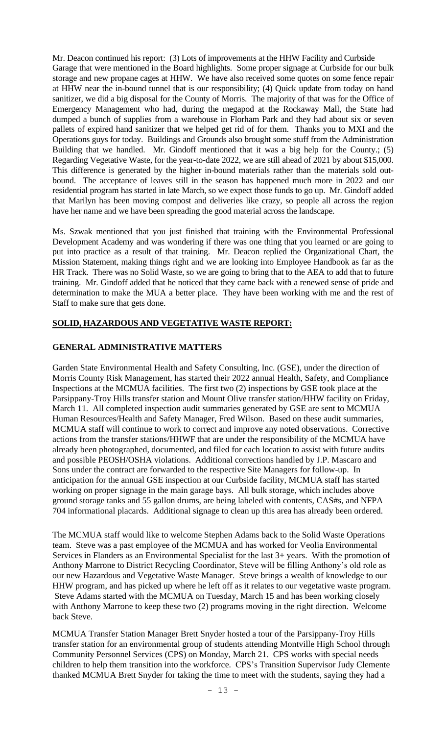Mr. Deacon continued his report: (3) Lots of improvements at the HHW Facility and Curbside Garage that were mentioned in the Board highlights. Some proper signage at Curbside for our bulk storage and new propane cages at HHW. We have also received some quotes on some fence repair at HHW near the in-bound tunnel that is our responsibility; (4) Quick update from today on hand sanitizer, we did a big disposal for the County of Morris. The majority of that was for the Office of Emergency Management who had, during the megapod at the Rockaway Mall, the State had dumped a bunch of supplies from a warehouse in Florham Park and they had about six or seven pallets of expired hand sanitizer that we helped get rid of for them. Thanks you to MXI and the Operations guys for today. Buildings and Grounds also brought some stuff from the Administration Building that we handled. Mr. Gindoff mentioned that it was a big help for the County.; (5) Regarding Vegetative Waste, for the year-to-date 2022, we are still ahead of 2021 by about $15,000. This difference is generated by the higher in-bound materials rather than the materials sold out-bound. The acceptance of leaves still in the season has happened much more in 2022 and our residential program has started in late March, so we expect those funds to go up. Mr. Gindoff added that Marilyn has been moving compost and deliveries like crazy, so people all across the region have her name and we have been spreading the good material across the landscape.

Ms. Szwak mentioned that you just finished that training with the Environmental Professional Development Academy and was wondering if there was one thing that you learned or are going to put into practice as a result of that training. Mr. Deacon replied the Organizational Chart, the Mission Statement, making things right and we are looking into Employee Handbook as far as the HR Track. There was no Solid Waste, so we are going to bring that to the AEA to add that to future training. Mr. Gindoff added that he noticed that they came back with a renewed sense of pride and determination to make the MUA a better place. They have been working with me and the rest of Staff to make sure that gets done.

## SOLID, HAZARDOUS AND VEGETATIVE WASTE REPORT:

### GENERAL ADMINISTRATIVE MATTERS

Garden State Environmental Health and Safety Consulting, Inc. (GSE), under the direction of Morris County Risk Management, has started their 2022 annual Health, Safety, and Compliance Inspections at the MCMUA facilities. The first two (2) inspections by GSE took place at the Parsippany-Troy Hills transfer station and Mount Olive transfer station/HHW facility on Friday, March 11. All completed inspection audit summaries generated by GSE are sent to MCMUA Human Resources/Health and Safety Manager, Fred Wilson. Based on these audit summaries, MCMUA staff will continue to work to correct and improve any noted observations. Corrective actions from the transfer stations/HHWF that are under the responsibility of the MCMUA have already been photographed, documented, and filed for each location to assist with future audits and possible PEOSH/OSHA violations. Additional corrections handled by J.P. Mascaro and Sons under the contract are forwarded to the respective Site Managers for follow-up. In anticipation for the annual GSE inspection at our Curbside facility, MCMUA staff has started working on proper signage in the main garage bays. All bulk storage, which includes above ground storage tanks and 55 gallon drums, are being labeled with contents, CAS#s, and NFPA 704 informational placards. Additional signage to clean up this area has already been ordered.

The MCMUA staff would like to welcome Stephen Adams back to the Solid Waste Operations team. Steve was a past employee of the MCMUA and has worked for Veolia Environmental Services in Flanders as an Environmental Specialist for the last 3+ years. With the promotion of Anthony Marrone to District Recycling Coordinator, Steve will be filling Anthony's old role as our new Hazardous and Vegetative Waste Manager. Steve brings a wealth of knowledge to our HHW program, and has picked up where he left off as it relates to our vegetative waste program. Steve Adams started with the MCMUA on Tuesday, March 15 and has been working closely with Anthony Marrone to keep these two (2) programs moving in the right direction. Welcome back Steve.

MCMUA Transfer Station Manager Brett Snyder hosted a tour of the Parsippany-Troy Hills transfer station for an environmental group of students attending Montville High School through Community Personnel Services (CPS) on Monday, March 21. CPS works with special needs children to help them transition into the workforce. CPS's Transition Supervisor Judy Clemente thanked MCMUA Brett Snyder for taking the time to meet with the students, saying they had a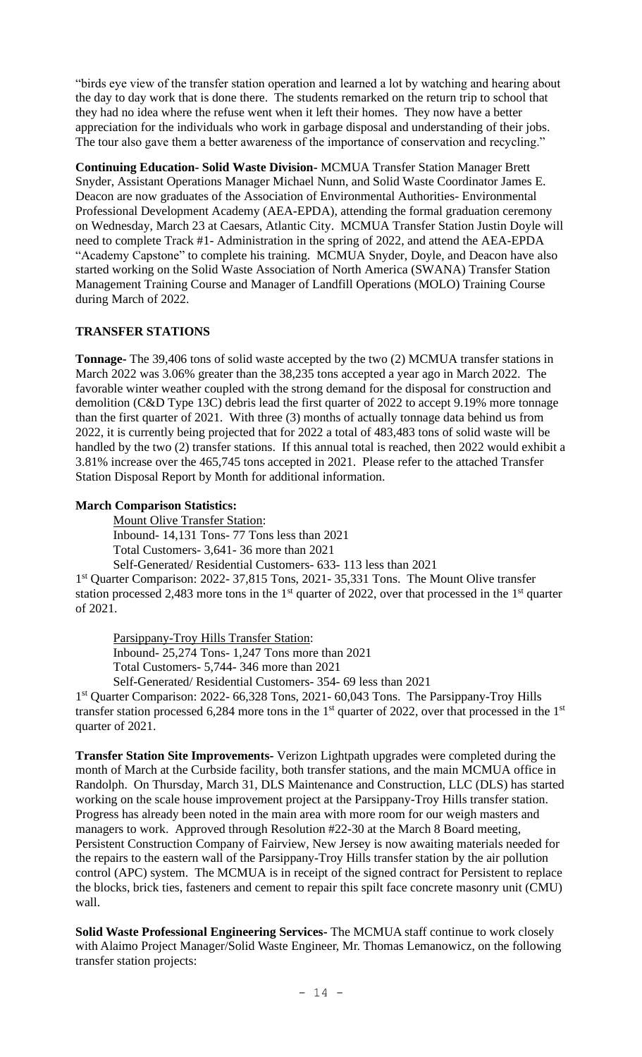"birds eye view of the transfer station operation and learned a lot by watching and hearing about the day to day work that is done there. The students remarked on the return trip to school that they had no idea where the refuse went when it left their homes. They now have a better appreciation for the individuals who work in garbage disposal and understanding of their jobs. The tour also gave them a better awareness of the importance of conservation and recycling."

**Continuing Education- Solid Waste Division-** MCMUA Transfer Station Manager Brett Snyder, Assistant Operations Manager Michael Nunn, and Solid Waste Coordinator James E. Deacon are now graduates of the Association of Environmental Authorities- Environmental Professional Development Academy (AEA-EPDA), attending the formal graduation ceremony on Wednesday, March 23 at Caesars, Atlantic City. MCMUA Transfer Station Justin Doyle will need to complete Track #1- Administration in the spring of 2022, and attend the AEA-EPDA "Academy Capstone" to complete his training. MCMUA Snyder, Doyle, and Deacon have also started working on the Solid Waste Association of North America (SWANA) Transfer Station Management Training Course and Manager of Landfill Operations (MOLO) Training Course during March of 2022.

## TRANSFER STATIONS

**Tonnage-** The 39,406 tons of solid waste accepted by the two (2) MCMUA transfer stations in March 2022 was 3.06% greater than the 38,235 tons accepted a year ago in March 2022. The favorable winter weather coupled with the strong demand for the disposal for construction and demolition (C&D Type 13C) debris lead the first quarter of 2022 to accept 9.19% more tonnage than the first quarter of 2021. With three (3) months of actually tonnage data behind us from 2022, it is currently being projected that for 2022 a total of 483,483 tons of solid waste will be handled by the two (2) transfer stations. If this annual total is reached, then 2022 would exhibit a 3.81% increase over the 465,745 tons accepted in 2021. Please refer to the attached Transfer Station Disposal Report by Month for additional information.

**March Comparison Statistics:**

Mount Olive Transfer Station:
Inbound- 14,131 Tons- 77 Tons less than 2021
Total Customers- 3,641- 36 more than 2021
Self-Generated/ Residential Customers- 633- 113 less than 2021
1st Quarter Comparison: 2022- 37,815 Tons, 2021- 35,331 Tons. The Mount Olive transfer station processed 2,483 more tons in the 1st quarter of 2022, over that processed in the 1st quarter of 2021.

Parsippany-Troy Hills Transfer Station:
Inbound- 25,274 Tons- 1,247 Tons more than 2021
Total Customers- 5,744- 346 more than 2021
Self-Generated/ Residential Customers- 354- 69 less than 2021
1st Quarter Comparison: 2022- 66,328 Tons, 2021- 60,043 Tons. The Parsippany-Troy Hills transfer station processed 6,284 more tons in the 1st quarter of 2022, over that processed in the 1st quarter of 2021.

**Transfer Station Site Improvements-** Verizon Lightpath upgrades were completed during the month of March at the Curbside facility, both transfer stations, and the main MCMUA office in Randolph. On Thursday, March 31, DLS Maintenance and Construction, LLC (DLS) has started working on the scale house improvement project at the Parsippany-Troy Hills transfer station. Progress has already been noted in the main area with more room for our weigh masters and managers to work. Approved through Resolution #22-30 at the March 8 Board meeting, Persistent Construction Company of Fairview, New Jersey is now awaiting materials needed for the repairs to the eastern wall of the Parsippany-Troy Hills transfer station by the air pollution control (APC) system. The MCMUA is in receipt of the signed contract for Persistent to replace the blocks, brick ties, fasteners and cement to repair this spilt face concrete masonry unit (CMU) wall.

**Solid Waste Professional Engineering Services-** The MCMUA staff continue to work closely with Alaimo Project Manager/Solid Waste Engineer, Mr. Thomas Lemanowicz, on the following transfer station projects: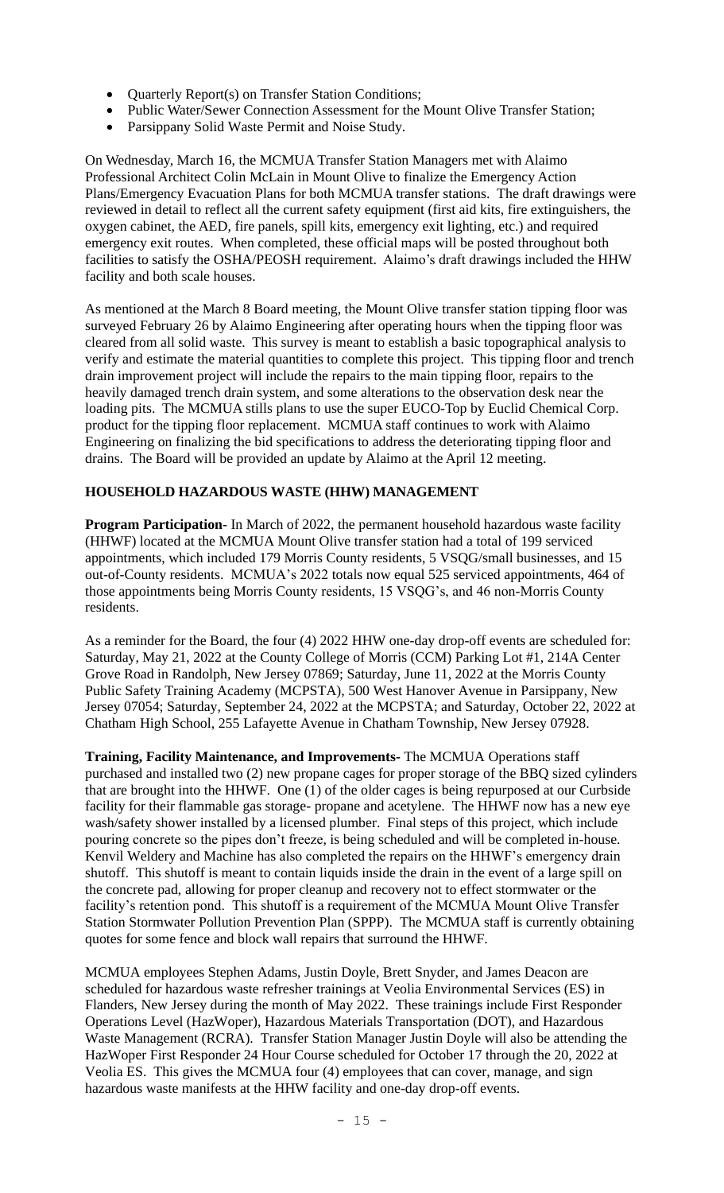- Quarterly Report(s) on Transfer Station Conditions;
- Public Water/Sewer Connection Assessment for the Mount Olive Transfer Station;
- Parsippany Solid Waste Permit and Noise Study.

On Wednesday, March 16, the MCMUA Transfer Station Managers met with Alaimo Professional Architect Colin McLain in Mount Olive to finalize the Emergency Action Plans/Emergency Evacuation Plans for both MCMUA transfer stations. The draft drawings were reviewed in detail to reflect all the current safety equipment (first aid kits, fire extinguishers, the oxygen cabinet, the AED, fire panels, spill kits, emergency exit lighting, etc.) and required emergency exit routes. When completed, these official maps will be posted throughout both facilities to satisfy the OSHA/PEOSH requirement. Alaimo's draft drawings included the HHW facility and both scale houses.

As mentioned at the March 8 Board meeting, the Mount Olive transfer station tipping floor was surveyed February 26 by Alaimo Engineering after operating hours when the tipping floor was cleared from all solid waste. This survey is meant to establish a basic topographical analysis to verify and estimate the material quantities to complete this project. This tipping floor and trench drain improvement project will include the repairs to the main tipping floor, repairs to the heavily damaged trench drain system, and some alterations to the observation desk near the loading pits. The MCMUA stills plans to use the super EUCO-Top by Euclid Chemical Corp. product for the tipping floor replacement. MCMUA staff continues to work with Alaimo Engineering on finalizing the bid specifications to address the deteriorating tipping floor and drains. The Board will be provided an update by Alaimo at the April 12 meeting.

**HOUSEHOLD HAZARDOUS WASTE (HHW) MANAGEMENT**

**Program Participation-** In March of 2022, the permanent household hazardous waste facility (HHWF) located at the MCMUA Mount Olive transfer station had a total of 199 serviced appointments, which included 179 Morris County residents, 5 VSQG/small businesses, and 15 out-of-County residents. MCMUA's 2022 totals now equal 525 serviced appointments, 464 of those appointments being Morris County residents, 15 VSQG's, and 46 non-Morris County residents.

As a reminder for the Board, the four (4) 2022 HHW one-day drop-off events are scheduled for: Saturday, May 21, 2022 at the County College of Morris (CCM) Parking Lot #1, 214A Center Grove Road in Randolph, New Jersey 07869; Saturday, June 11, 2022 at the Morris County Public Safety Training Academy (MCPSTA), 500 West Hanover Avenue in Parsippany, New Jersey 07054; Saturday, September 24, 2022 at the MCPSTA; and Saturday, October 22, 2022 at Chatham High School, 255 Lafayette Avenue in Chatham Township, New Jersey 07928.

**Training, Facility Maintenance, and Improvements-** The MCMUA Operations staff purchased and installed two (2) new propane cages for proper storage of the BBQ sized cylinders that are brought into the HHWF. One (1) of the older cages is being repurposed at our Curbside facility for their flammable gas storage- propane and acetylene. The HHWF now has a new eye wash/safety shower installed by a licensed plumber. Final steps of this project, which include pouring concrete so the pipes don't freeze, is being scheduled and will be completed in-house. Kenvil Weldery and Machine has also completed the repairs on the HHWF's emergency drain shutoff. This shutoff is meant to contain liquids inside the drain in the event of a large spill on the concrete pad, allowing for proper cleanup and recovery not to effect stormwater or the facility's retention pond. This shutoff is a requirement of the MCMUA Mount Olive Transfer Station Stormwater Pollution Prevention Plan (SPPP). The MCMUA staff is currently obtaining quotes for some fence and block wall repairs that surround the HHWF.

MCMUA employees Stephen Adams, Justin Doyle, Brett Snyder, and James Deacon are scheduled for hazardous waste refresher trainings at Veolia Environmental Services (ES) in Flanders, New Jersey during the month of May 2022. These trainings include First Responder Operations Level (HazWoper), Hazardous Materials Transportation (DOT), and Hazardous Waste Management (RCRA). Transfer Station Manager Justin Doyle will also be attending the HazWoper First Responder 24 Hour Course scheduled for October 17 through the 20, 2022 at Veolia ES. This gives the MCMUA four (4) employees that can cover, manage, and sign hazardous waste manifests at the HHW facility and one-day drop-off events.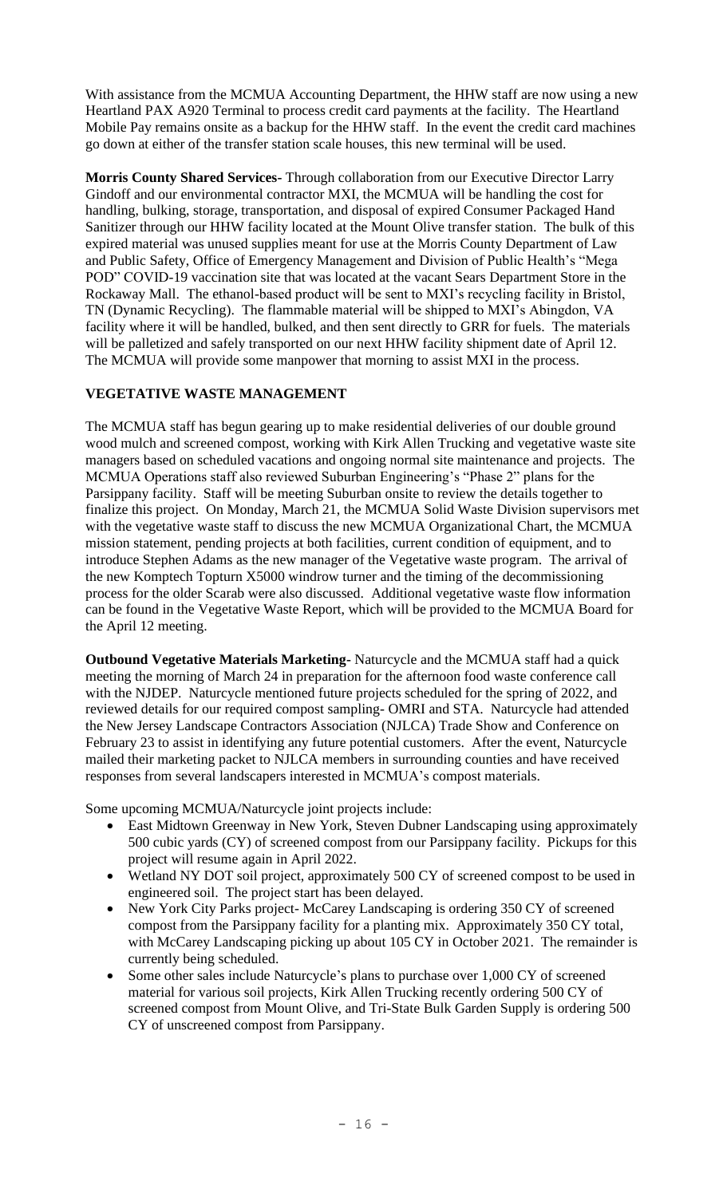With assistance from the MCMUA Accounting Department, the HHW staff are now using a new Heartland PAX A920 Terminal to process credit card payments at the facility. The Heartland Mobile Pay remains onsite as a backup for the HHW staff. In the event the credit card machines go down at either of the transfer station scale houses, this new terminal will be used.

**Morris County Shared Services-** Through collaboration from our Executive Director Larry Gindoff and our environmental contractor MXI, the MCMUA will be handling the cost for handling, bulking, storage, transportation, and disposal of expired Consumer Packaged Hand Sanitizer through our HHW facility located at the Mount Olive transfer station. The bulk of this expired material was unused supplies meant for use at the Morris County Department of Law and Public Safety, Office of Emergency Management and Division of Public Health's "Mega POD" COVID-19 vaccination site that was located at the vacant Sears Department Store in the Rockaway Mall. The ethanol-based product will be sent to MXI's recycling facility in Bristol, TN (Dynamic Recycling). The flammable material will be shipped to MXI's Abingdon, VA facility where it will be handled, bulked, and then sent directly to GRR for fuels. The materials will be palletized and safely transported on our next HHW facility shipment date of April 12. The MCMUA will provide some manpower that morning to assist MXI in the process.

## VEGETATIVE WASTE MANAGEMENT

The MCMUA staff has begun gearing up to make residential deliveries of our double ground wood mulch and screened compost, working with Kirk Allen Trucking and vegetative waste site managers based on scheduled vacations and ongoing normal site maintenance and projects. The MCMUA Operations staff also reviewed Suburban Engineering's "Phase 2" plans for the Parsippany facility. Staff will be meeting Suburban onsite to review the details together to finalize this project. On Monday, March 21, the MCMUA Solid Waste Division supervisors met with the vegetative waste staff to discuss the new MCMUA Organizational Chart, the MCMUA mission statement, pending projects at both facilities, current condition of equipment, and to introduce Stephen Adams as the new manager of the Vegetative waste program. The arrival of the new Komptech Topturn X5000 windrow turner and the timing of the decommissioning process for the older Scarab were also discussed. Additional vegetative waste flow information can be found in the Vegetative Waste Report, which will be provided to the MCMUA Board for the April 12 meeting.

**Outbound Vegetative Materials Marketing-** Naturcycle and the MCMUA staff had a quick meeting the morning of March 24 in preparation for the afternoon food waste conference call with the NJDEP. Naturcycle mentioned future projects scheduled for the spring of 2022, and reviewed details for our required compost sampling- OMRI and STA. Naturcycle had attended the New Jersey Landscape Contractors Association (NJLCA) Trade Show and Conference on February 23 to assist in identifying any future potential customers. After the event, Naturcycle mailed their marketing packet to NJLCA members in surrounding counties and have received responses from several landscapers interested in MCMUA's compost materials.

Some upcoming MCMUA/Naturcycle joint projects include:

- East Midtown Greenway in New York, Steven Dubner Landscaping using approximately 500 cubic yards (CY) of screened compost from our Parsippany facility. Pickups for this project will resume again in April 2022.
- Wetland NY DOT soil project, approximately 500 CY of screened compost to be used in engineered soil. The project start has been delayed.
- New York City Parks project- McCarey Landscaping is ordering 350 CY of screened compost from the Parsippany facility for a planting mix. Approximately 350 CY total, with McCarey Landscaping picking up about 105 CY in October 2021. The remainder is currently being scheduled.
- Some other sales include Naturcycle's plans to purchase over 1,000 CY of screened material for various soil projects, Kirk Allen Trucking recently ordering 500 CY of screened compost from Mount Olive, and Tri-State Bulk Garden Supply is ordering 500 CY of unscreened compost from Parsippany.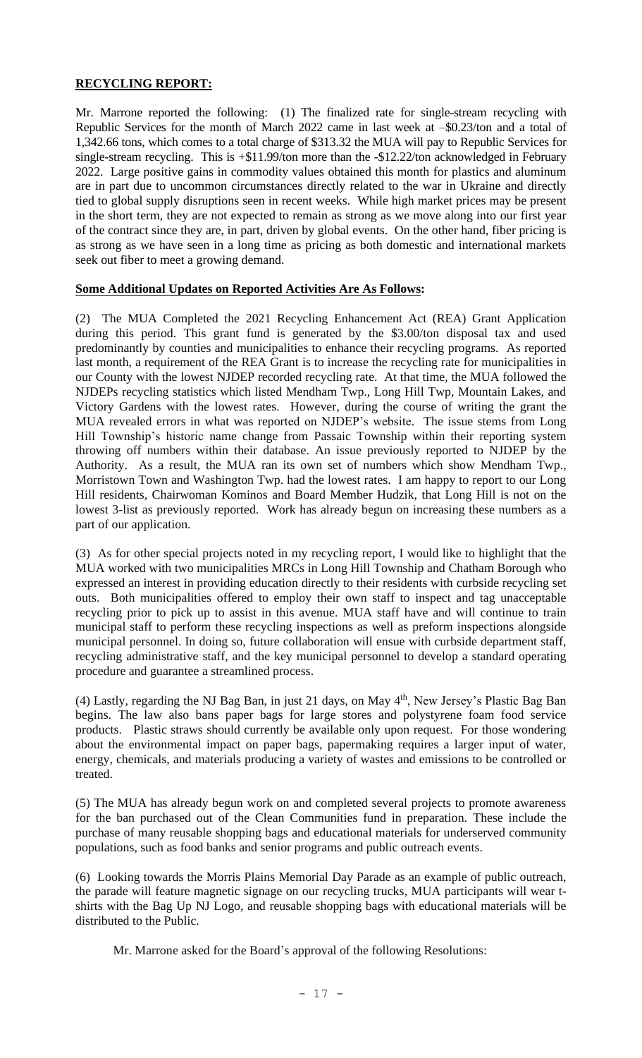**RECYCLING REPORT:**

Mr. Marrone reported the following: (1) The finalized rate for single-stream recycling with Republic Services for the month of March 2022 came in last week at –$0.23/ton and a total of 1,342.66 tons, which comes to a total charge of $313.32 the MUA will pay to Republic Services for single-stream recycling. This is +$11.99/ton more than the -$12.22/ton acknowledged in February 2022. Large positive gains in commodity values obtained this month for plastics and aluminum are in part due to uncommon circumstances directly related to the war in Ukraine and directly tied to global supply disruptions seen in recent weeks. While high market prices may be present in the short term, they are not expected to remain as strong as we move along into our first year of the contract since they are, in part, driven by global events. On the other hand, fiber pricing is as strong as we have seen in a long time as pricing as both domestic and international markets seek out fiber to meet a growing demand.

**Some Additional Updates on Reported Activities Are As Follows:**

(2) The MUA Completed the 2021 Recycling Enhancement Act (REA) Grant Application during this period. This grant fund is generated by the $3.00/ton disposal tax and used predominantly by counties and municipalities to enhance their recycling programs. As reported last month, a requirement of the REA Grant is to increase the recycling rate for municipalities in our County with the lowest NJDEP recorded recycling rate. At that time, the MUA followed the NJDEPs recycling statistics which listed Mendham Twp., Long Hill Twp, Mountain Lakes, and Victory Gardens with the lowest rates. However, during the course of writing the grant the MUA revealed errors in what was reported on NJDEP's website. The issue stems from Long Hill Township's historic name change from Passaic Township within their reporting system throwing off numbers within their database. An issue previously reported to NJDEP by the Authority. As a result, the MUA ran its own set of numbers which show Mendham Twp., Morristown Town and Washington Twp. had the lowest rates. I am happy to report to our Long Hill residents, Chairwoman Kominos and Board Member Hudzik, that Long Hill is not on the lowest 3-list as previously reported. Work has already begun on increasing these numbers as a part of our application.

(3) As for other special projects noted in my recycling report, I would like to highlight that the MUA worked with two municipalities MRCs in Long Hill Township and Chatham Borough who expressed an interest in providing education directly to their residents with curbside recycling set outs. Both municipalities offered to employ their own staff to inspect and tag unacceptable recycling prior to pick up to assist in this avenue. MUA staff have and will continue to train municipal staff to perform these recycling inspections as well as preform inspections alongside municipal personnel. In doing so, future collaboration will ensue with curbside department staff, recycling administrative staff, and the key municipal personnel to develop a standard operating procedure and guarantee a streamlined process.

(4) Lastly, regarding the NJ Bag Ban, in just 21 days, on May 4th, New Jersey's Plastic Bag Ban begins. The law also bans paper bags for large stores and polystyrene foam food service products. Plastic straws should currently be available only upon request. For those wondering about the environmental impact on paper bags, papermaking requires a larger input of water, energy, chemicals, and materials producing a variety of wastes and emissions to be controlled or treated.

(5) The MUA has already begun work on and completed several projects to promote awareness for the ban purchased out of the Clean Communities fund in preparation. These include the purchase of many reusable shopping bags and educational materials for underserved community populations, such as food banks and senior programs and public outreach events.

(6) Looking towards the Morris Plains Memorial Day Parade as an example of public outreach, the parade will feature magnetic signage on our recycling trucks, MUA participants will wear t-shirts with the Bag Up NJ Logo, and reusable shopping bags with educational materials will be distributed to the Public.

Mr. Marrone asked for the Board's approval of the following Resolutions: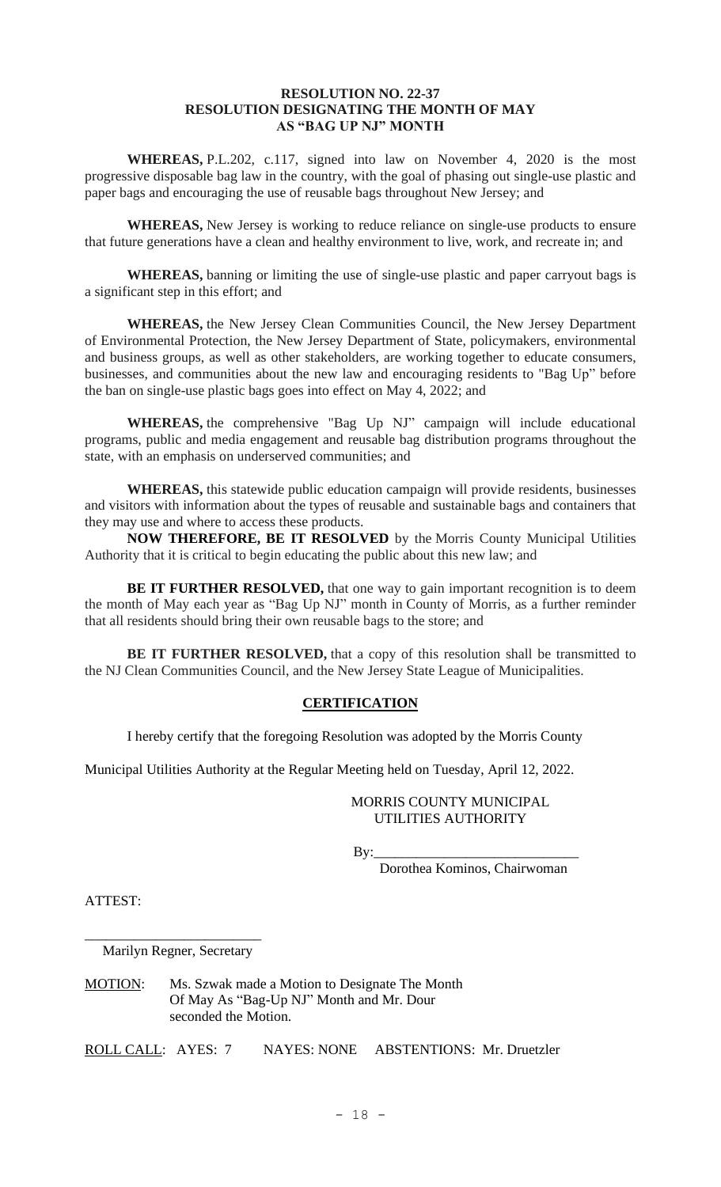**RESOLUTION NO. 22-37**
**RESOLUTION DESIGNATING THE MONTH OF MAY AS "BAG UP NJ" MONTH**

**WHEREAS,** P.L.202, c.117, signed into law on November 4, 2020 is the most progressive disposable bag law in the country, with the goal of phasing out single-use plastic and paper bags and encouraging the use of reusable bags throughout New Jersey; and

**WHEREAS,** New Jersey is working to reduce reliance on single-use products to ensure that future generations have a clean and healthy environment to live, work, and recreate in; and

**WHEREAS,** banning or limiting the use of single-use plastic and paper carryout bags is a significant step in this effort; and

**WHEREAS,** the New Jersey Clean Communities Council, the New Jersey Department of Environmental Protection, the New Jersey Department of State, policymakers, environmental and business groups, as well as other stakeholders, are working together to educate consumers, businesses, and communities about the new law and encouraging residents to "Bag Up" before the ban on single-use plastic bags goes into effect on May 4, 2022; and

**WHEREAS,** the comprehensive "Bag Up NJ" campaign will include educational programs, public and media engagement and reusable bag distribution programs throughout the state, with an emphasis on underserved communities; and

**WHEREAS,** this statewide public education campaign will provide residents, businesses and visitors with information about the types of reusable and sustainable bags and containers that they may use and where to access these products.

**NOW THEREFORE, BE IT RESOLVED** by the Morris County Municipal Utilities Authority that it is critical to begin educating the public about this new law; and

**BE IT FURTHER RESOLVED,** that one way to gain important recognition is to deem the month of May each year as "Bag Up NJ" month in County of Morris, as a further reminder that all residents should bring their own reusable bags to the store; and

**BE IT FURTHER RESOLVED,** that a copy of this resolution shall be transmitted to the NJ Clean Communities Council, and the New Jersey State League of Municipalities.

## CERTIFICATION

I hereby certify that the foregoing Resolution was adopted by the Morris County Municipal Utilities Authority at the Regular Meeting held on Tuesday, April 12, 2022.

MORRIS COUNTY MUNICIPAL UTILITIES AUTHORITY

By:_____________________________
Dorothea Kominos, Chairwoman

ATTEST:

_________________________
Marilyn Regner, Secretary

MOTION: Ms. Szwak made a Motion to Designate The Month Of May As "Bag-Up NJ" Month and Mr. Dour seconded the Motion.

ROLL CALL: AYES: 7 NAYES: NONE ABSTENTIONS: Mr. Druetzler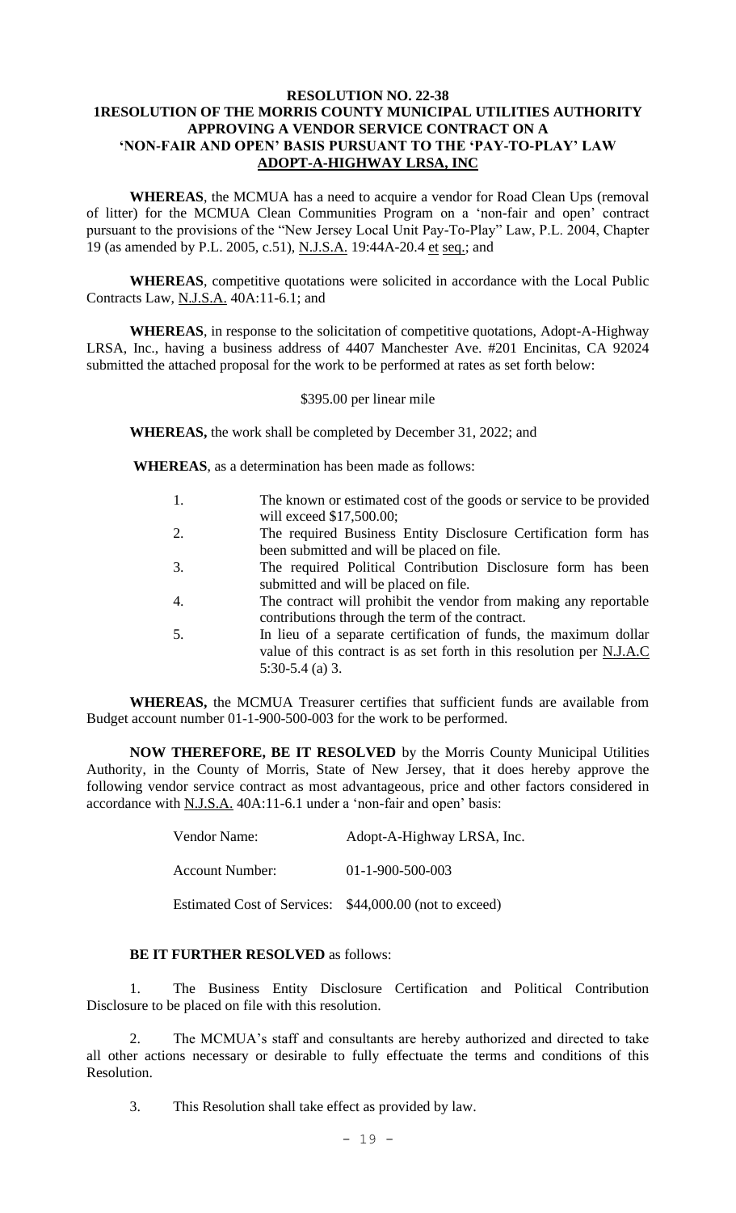**RESOLUTION NO. 22-38**
**1RESOLUTION OF THE MORRIS COUNTY MUNICIPAL UTILITIES AUTHORITY APPROVING A VENDOR SERVICE CONTRACT ON A 'NON-FAIR AND OPEN' BASIS PURSUANT TO THE 'PAY-TO-PLAY' LAW**
**ADOPT-A-HIGHWAY LRSA, INC**

**WHEREAS**, the MCMUA has a need to acquire a vendor for Road Clean Ups (removal of litter) for the MCMUA Clean Communities Program on a 'non-fair and open' contract pursuant to the provisions of the "New Jersey Local Unit Pay-To-Play" Law, P.L. 2004, Chapter 19 (as amended by P.L. 2005, c.51), N.J.S.A. 19:44A-20.4 et seq.; and

**WHEREAS**, competitive quotations were solicited in accordance with the Local Public Contracts Law, N.J.S.A. 40A:11-6.1; and

**WHEREAS**, in response to the solicitation of competitive quotations, Adopt-A-Highway LRSA, Inc., having a business address of 4407 Manchester Ave. #201 Encinitas, CA 92024 submitted the attached proposal for the work to be performed at rates as set forth below:

$395.00 per linear mile

**WHEREAS,** the work shall be completed by December 31, 2022; and

**WHEREAS**, as a determination has been made as follows:

1. The known or estimated cost of the goods or service to be provided will exceed $17,500.00;
2. The required Business Entity Disclosure Certification form has been submitted and will be placed on file.
3. The required Political Contribution Disclosure form has been submitted and will be placed on file.
4. The contract will prohibit the vendor from making any reportable contributions through the term of the contract.
5. In lieu of a separate certification of funds, the maximum dollar value of this contract is as set forth in this resolution per N.J.A.C 5:30-5.4 (a) 3.

**WHEREAS,** the MCMUA Treasurer certifies that sufficient funds are available from Budget account number 01-1-900-500-003 for the work to be performed.

**NOW THEREFORE, BE IT RESOLVED** by the Morris County Municipal Utilities Authority, in the County of Morris, State of New Jersey, that it does hereby approve the following vendor service contract as most advantageous, price and other factors considered in accordance with N.J.S.A. 40A:11-6.1 under a 'non-fair and open' basis:

Vendor Name: Adopt-A-Highway LRSA, Inc.

Account Number: 01-1-900-500-003

Estimated Cost of Services: $44,000.00 (not to exceed)

**BE IT FURTHER RESOLVED** as follows:

1. The Business Entity Disclosure Certification and Political Contribution Disclosure to be placed on file with this resolution.

2. The MCMUA's staff and consultants are hereby authorized and directed to take all other actions necessary or desirable to fully effectuate the terms and conditions of this Resolution.

3. This Resolution shall take effect as provided by law.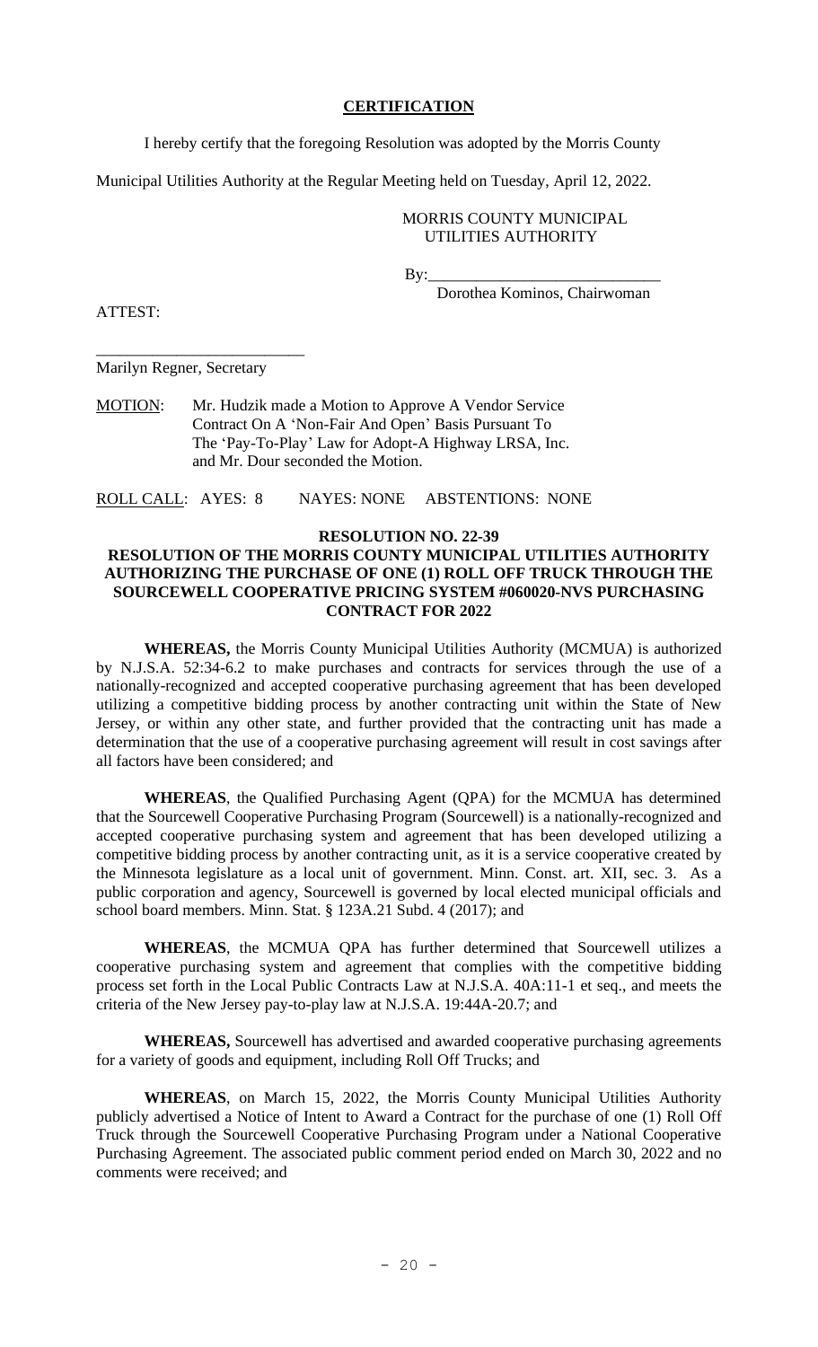## CERTIFICATION

I hereby certify that the foregoing Resolution was adopted by the Morris County Municipal Utilities Authority at the Regular Meeting held on Tuesday, April 12, 2022.

MORRIS COUNTY MUNICIPAL UTILITIES AUTHORITY

By:____________________________
Dorothea Kominos, Chairwoman

ATTEST:

__________________________
Marilyn Regner, Secretary

MOTION: Mr. Hudzik made a Motion to Approve A Vendor Service Contract On A 'Non-Fair And Open' Basis Pursuant To The 'Pay-To-Play' Law for Adopt-A Highway LRSA, Inc. and Mr. Dour seconded the Motion.

ROLL CALL: AYES: 8 NAYES: NONE ABSTENTIONS: NONE

### RESOLUTION NO. 22-39
### RESOLUTION OF THE MORRIS COUNTY MUNICIPAL UTILITIES AUTHORITY AUTHORIZING THE PURCHASE OF ONE (1) ROLL OFF TRUCK THROUGH THE SOURCEWELL COOPERATIVE PRICING SYSTEM #060020-NVS PURCHASING CONTRACT FOR 2022

**WHEREAS,** the Morris County Municipal Utilities Authority (MCMUA) is authorized by N.J.S.A. 52:34-6.2 to make purchases and contracts for services through the use of a nationally-recognized and accepted cooperative purchasing agreement that has been developed utilizing a competitive bidding process by another contracting unit within the State of New Jersey, or within any other state, and further provided that the contracting unit has made a determination that the use of a cooperative purchasing agreement will result in cost savings after all factors have been considered; and

**WHEREAS**, the Qualified Purchasing Agent (QPA) for the MCMUA has determined that the Sourcewell Cooperative Purchasing Program (Sourcewell) is a nationally-recognized and accepted cooperative purchasing system and agreement that has been developed utilizing a competitive bidding process by another contracting unit, as it is a service cooperative created by the Minnesota legislature as a local unit of government. Minn. Const. art. XII, sec. 3. As a public corporation and agency, Sourcewell is governed by local elected municipal officials and school board members. Minn. Stat. § 123A.21 Subd. 4 (2017); and

**WHEREAS**, the MCMUA QPA has further determined that Sourcewell utilizes a cooperative purchasing system and agreement that complies with the competitive bidding process set forth in the Local Public Contracts Law at N.J.S.A. 40A:11-1 et seq., and meets the criteria of the New Jersey pay-to-play law at N.J.S.A. 19:44A-20.7; and

**WHEREAS,** Sourcewell has advertised and awarded cooperative purchasing agreements for a variety of goods and equipment, including Roll Off Trucks; and

**WHEREAS**, on March 15, 2022, the Morris County Municipal Utilities Authority publicly advertised a Notice of Intent to Award a Contract for the purchase of one (1) Roll Off Truck through the Sourcewell Cooperative Purchasing Program under a National Cooperative Purchasing Agreement. The associated public comment period ended on March 30, 2022 and no comments were received; and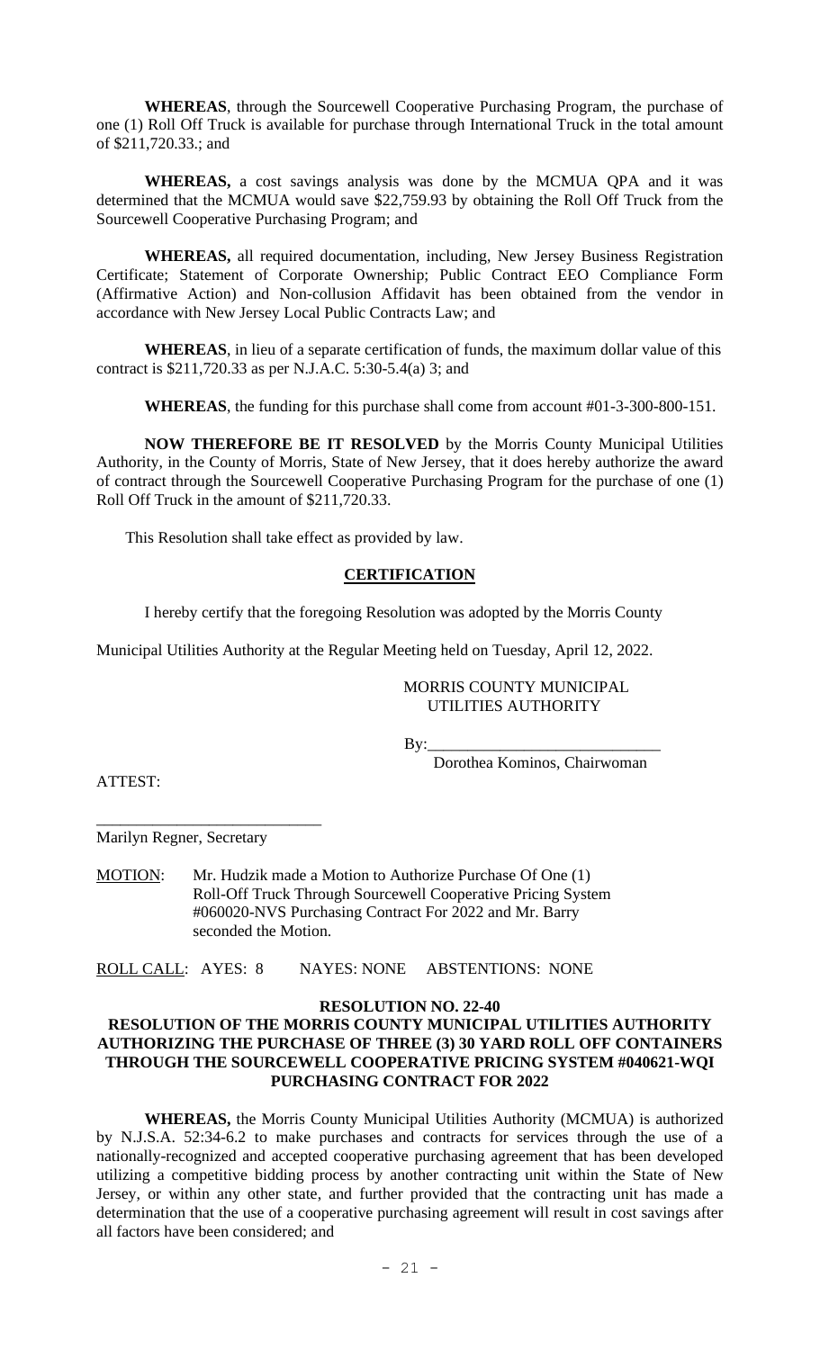**WHEREAS**, through the Sourcewell Cooperative Purchasing Program, the purchase of one (1) Roll Off Truck is available for purchase through International Truck in the total amount of $211,720.33.; and

**WHEREAS,** a cost savings analysis was done by the MCMUA QPA and it was determined that the MCMUA would save $22,759.93 by obtaining the Roll Off Truck from the Sourcewell Cooperative Purchasing Program; and

**WHEREAS,** all required documentation, including, New Jersey Business Registration Certificate; Statement of Corporate Ownership; Public Contract EEO Compliance Form (Affirmative Action) and Non-collusion Affidavit has been obtained from the vendor in accordance with New Jersey Local Public Contracts Law; and

**WHEREAS**, in lieu of a separate certification of funds, the maximum dollar value of this contract is $211,720.33 as per N.J.A.C. 5:30-5.4(a) 3; and

**WHEREAS**, the funding for this purchase shall come from account #01-3-300-800-151.

**NOW THEREFORE BE IT RESOLVED** by the Morris County Municipal Utilities Authority, in the County of Morris, State of New Jersey, that it does hereby authorize the award of contract through the Sourcewell Cooperative Purchasing Program for the purchase of one (1) Roll Off Truck in the amount of $211,720.33.

This Resolution shall take effect as provided by law.

**CERTIFICATION**

I hereby certify that the foregoing Resolution was adopted by the Morris County Municipal Utilities Authority at the Regular Meeting held on Tuesday, April 12, 2022.

MORRIS COUNTY MUNICIPAL UTILITIES AUTHORITY

By:_____________________________
Dorothea Kominos, Chairwoman

ATTEST:

_____________________________
Marilyn Regner, Secretary

MOTION: Mr. Hudzik made a Motion to Authorize Purchase Of One (1) Roll-Off Truck Through Sourcewell Cooperative Pricing System #060020-NVS Purchasing Contract For 2022 and Mr. Barry seconded the Motion.

ROLL CALL: AYES: 8 NAYES: NONE ABSTENTIONS: NONE

**RESOLUTION NO. 22-40**
**RESOLUTION OF THE MORRIS COUNTY MUNICIPAL UTILITIES AUTHORITY AUTHORIZING THE PURCHASE OF THREE (3) 30 YARD ROLL OFF CONTAINERS THROUGH THE SOURCEWELL COOPERATIVE PRICING SYSTEM #040621-WQI PURCHASING CONTRACT FOR 2022**

**WHEREAS,** the Morris County Municipal Utilities Authority (MCMUA) is authorized by N.J.S.A. 52:34-6.2 to make purchases and contracts for services through the use of a nationally-recognized and accepted cooperative purchasing agreement that has been developed utilizing a competitive bidding process by another contracting unit within the State of New Jersey, or within any other state, and further provided that the contracting unit has made a determination that the use of a cooperative purchasing agreement will result in cost savings after all factors have been considered; and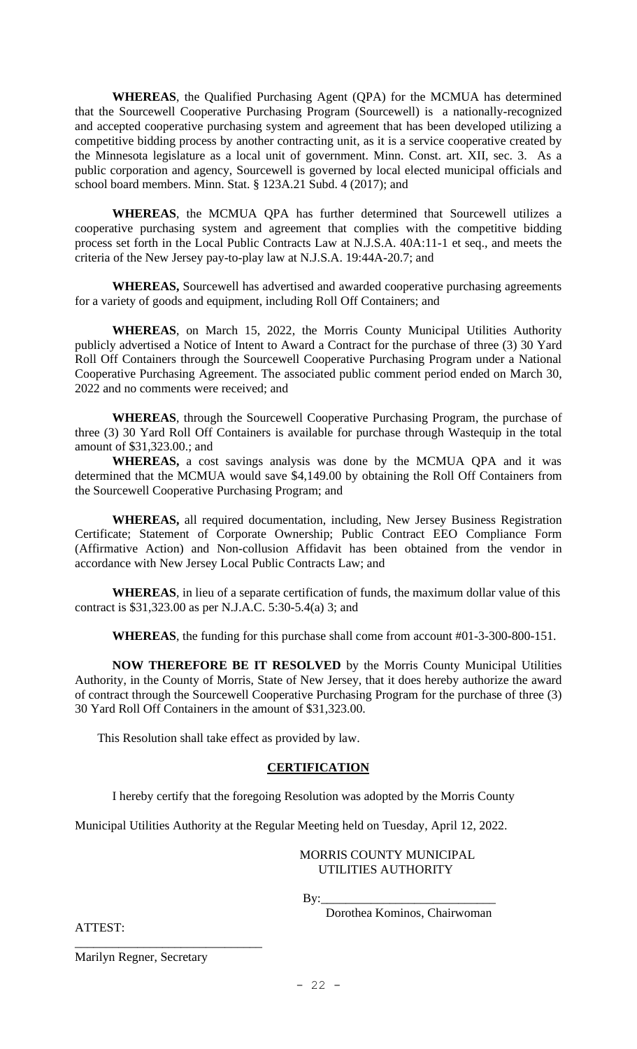**WHEREAS**, the Qualified Purchasing Agent (QPA) for the MCMUA has determined that the Sourcewell Cooperative Purchasing Program (Sourcewell) is a nationally-recognized and accepted cooperative purchasing system and agreement that has been developed utilizing a competitive bidding process by another contracting unit, as it is a service cooperative created by the Minnesota legislature as a local unit of government. Minn. Const. art. XII, sec. 3. As a public corporation and agency, Sourcewell is governed by local elected municipal officials and school board members. Minn. Stat. § 123A.21 Subd. 4 (2017); and

**WHEREAS**, the MCMUA QPA has further determined that Sourcewell utilizes a cooperative purchasing system and agreement that complies with the competitive bidding process set forth in the Local Public Contracts Law at N.J.S.A. 40A:11-1 et seq., and meets the criteria of the New Jersey pay-to-play law at N.J.S.A. 19:44A-20.7; and

**WHEREAS,** Sourcewell has advertised and awarded cooperative purchasing agreements for a variety of goods and equipment, including Roll Off Containers; and

**WHEREAS**, on March 15, 2022, the Morris County Municipal Utilities Authority publicly advertised a Notice of Intent to Award a Contract for the purchase of three (3) 30 Yard Roll Off Containers through the Sourcewell Cooperative Purchasing Program under a National Cooperative Purchasing Agreement. The associated public comment period ended on March 30, 2022 and no comments were received; and

**WHEREAS**, through the Sourcewell Cooperative Purchasing Program, the purchase of three (3) 30 Yard Roll Off Containers is available for purchase through Wastequip in the total amount of $31,323.00.; and

**WHEREAS,** a cost savings analysis was done by the MCMUA QPA and it was determined that the MCMUA would save $4,149.00 by obtaining the Roll Off Containers from the Sourcewell Cooperative Purchasing Program; and

**WHEREAS,** all required documentation, including, New Jersey Business Registration Certificate; Statement of Corporate Ownership; Public Contract EEO Compliance Form (Affirmative Action) and Non-collusion Affidavit has been obtained from the vendor in accordance with New Jersey Local Public Contracts Law; and

**WHEREAS**, in lieu of a separate certification of funds, the maximum dollar value of this contract is $31,323.00 as per N.J.A.C. 5:30-5.4(a) 3; and

**WHEREAS**, the funding for this purchase shall come from account #01-3-300-800-151.

**NOW THEREFORE BE IT RESOLVED** by the Morris County Municipal Utilities Authority, in the County of Morris, State of New Jersey, that it does hereby authorize the award of contract through the Sourcewell Cooperative Purchasing Program for the purchase of three (3) 30 Yard Roll Off Containers in the amount of $31,323.00.

This Resolution shall take effect as provided by law.

## **CERTIFICATION**

I hereby certify that the foregoing Resolution was adopted by the Morris County Municipal Utilities Authority at the Regular Meeting held on Tuesday, April 12, 2022.

MORRIS COUNTY MUNICIPAL UTILITIES AUTHORITY

By:___________________________

Dorothea Kominos, Chairwoman

ATTEST:

______________________________

Marilyn Regner, Secretary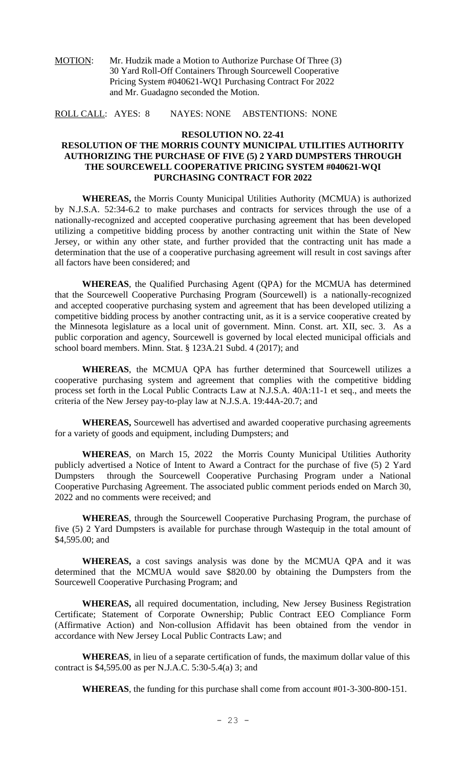MOTION: Mr. Hudzik made a Motion to Authorize Purchase Of Three (3) 30 Yard Roll-Off Containers Through Sourcewell Cooperative Pricing System #040621-WQ1 Purchasing Contract For 2022 and Mr. Guadagno seconded the Motion.

ROLL CALL: AYES: 8 NAYES: NONE ABSTENTIONS: NONE

**RESOLUTION NO. 22-41**

**RESOLUTION OF THE MORRIS COUNTY MUNICIPAL UTILITIES AUTHORITY AUTHORIZING THE PURCHASE OF FIVE (5) 2 YARD DUMPSTERS THROUGH THE SOURCEWELL COOPERATIVE PRICING SYSTEM #040621-WQI PURCHASING CONTRACT FOR 2022**

**WHEREAS,** the Morris County Municipal Utilities Authority (MCMUA) is authorized by N.J.S.A. 52:34-6.2 to make purchases and contracts for services through the use of a nationally-recognized and accepted cooperative purchasing agreement that has been developed utilizing a competitive bidding process by another contracting unit within the State of New Jersey, or within any other state, and further provided that the contracting unit has made a determination that the use of a cooperative purchasing agreement will result in cost savings after all factors have been considered; and

**WHEREAS**, the Qualified Purchasing Agent (QPA) for the MCMUA has determined that the Sourcewell Cooperative Purchasing Program (Sourcewell) is a nationally-recognized and accepted cooperative purchasing system and agreement that has been developed utilizing a competitive bidding process by another contracting unit, as it is a service cooperative created by the Minnesota legislature as a local unit of government. Minn. Const. art. XII, sec. 3. As a public corporation and agency, Sourcewell is governed by local elected municipal officials and school board members. Minn. Stat. § 123A.21 Subd. 4 (2017); and

**WHEREAS**, the MCMUA QPA has further determined that Sourcewell utilizes a cooperative purchasing system and agreement that complies with the competitive bidding process set forth in the Local Public Contracts Law at N.J.S.A. 40A:11-1 et seq., and meets the criteria of the New Jersey pay-to-play law at N.J.S.A. 19:44A-20.7; and

**WHEREAS,** Sourcewell has advertised and awarded cooperative purchasing agreements for a variety of goods and equipment, including Dumpsters; and

**WHEREAS**, on March 15, 2022 the Morris County Municipal Utilities Authority publicly advertised a Notice of Intent to Award a Contract for the purchase of five (5) 2 Yard Dumpsters through the Sourcewell Cooperative Purchasing Program under a National Cooperative Purchasing Agreement. The associated public comment periods ended on March 30, 2022 and no comments were received; and

**WHEREAS**, through the Sourcewell Cooperative Purchasing Program, the purchase of five (5) 2 Yard Dumpsters is available for purchase through Wastequip in the total amount of $4,595.00; and

**WHEREAS,** a cost savings analysis was done by the MCMUA QPA and it was determined that the MCMUA would save $820.00 by obtaining the Dumpsters from the Sourcewell Cooperative Purchasing Program; and

**WHEREAS,** all required documentation, including, New Jersey Business Registration Certificate; Statement of Corporate Ownership; Public Contract EEO Compliance Form (Affirmative Action) and Non-collusion Affidavit has been obtained from the vendor in accordance with New Jersey Local Public Contracts Law; and

**WHEREAS**, in lieu of a separate certification of funds, the maximum dollar value of this contract is $4,595.00 as per N.J.A.C. 5:30-5.4(a) 3; and

**WHEREAS**, the funding for this purchase shall come from account #01-3-300-800-151.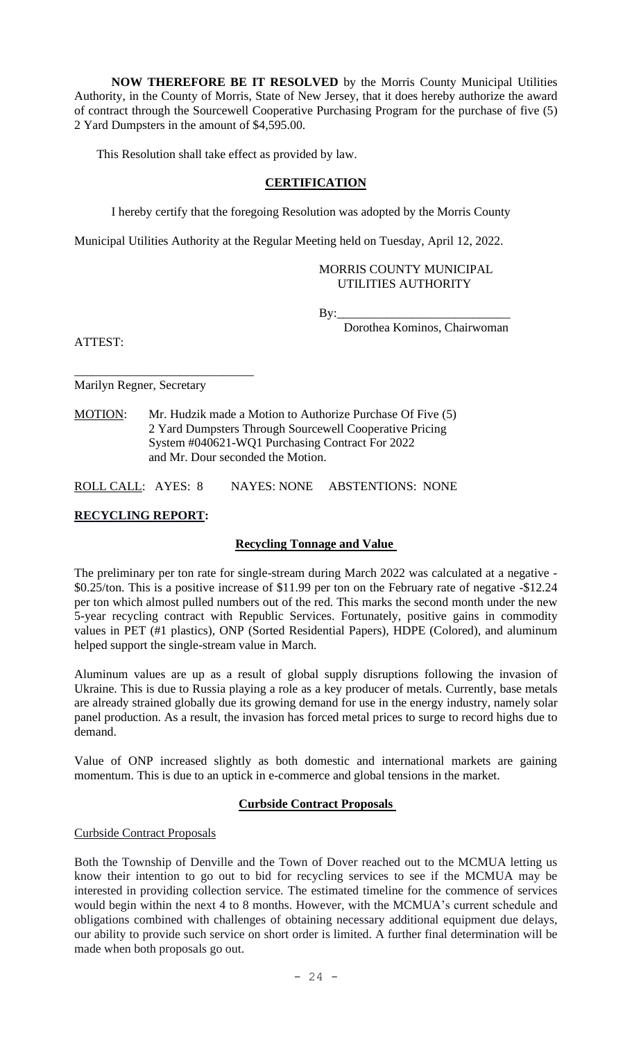**NOW THEREFORE BE IT RESOLVED** by the Morris County Municipal Utilities Authority, in the County of Morris, State of New Jersey, that it does hereby authorize the award of contract through the Sourcewell Cooperative Purchasing Program for the purchase of five (5) 2 Yard Dumpsters in the amount of $4,595.00.

This Resolution shall take effect as provided by law.

**CERTIFICATION**

I hereby certify that the foregoing Resolution was adopted by the Morris County Municipal Utilities Authority at the Regular Meeting held on Tuesday, April 12, 2022.

MORRIS COUNTY MUNICIPAL UTILITIES AUTHORITY

By:\_\_\_\_\_\_\_\_\_\_\_\_\_\_\_\_\_\_\_\_\_\_\_\_\_\_\_\_
Dorothea Kominos, Chairwoman

ATTEST:

\_\_\_\_\_\_\_\_\_\_\_\_\_\_\_\_\_\_\_\_\_\_\_\_\_\_\_\_\_\_
Marilyn Regner, Secretary

MOTION: Mr. Hudzik made a Motion to Authorize Purchase Of Five (5) 2 Yard Dumpsters Through Sourcewell Cooperative Pricing System #040621-WQ1 Purchasing Contract For 2022 and Mr. Dour seconded the Motion.

ROLL CALL: AYES: 8 NAYES: NONE ABSTENTIONS: NONE

**RECYCLING REPORT:**

**Recycling Tonnage and Value**

The preliminary per ton rate for single-stream during March 2022 was calculated at a negative -$0.25/ton. This is a positive increase of $11.99 per ton on the February rate of negative -$12.24 per ton which almost pulled numbers out of the red. This marks the second month under the new 5-year recycling contract with Republic Services. Fortunately, positive gains in commodity values in PET (#1 plastics), ONP (Sorted Residential Papers), HDPE (Colored), and aluminum helped support the single-stream value in March.

Aluminum values are up as a result of global supply disruptions following the invasion of Ukraine. This is due to Russia playing a role as a key producer of metals. Currently, base metals are already strained globally due its growing demand for use in the energy industry, namely solar panel production. As a result, the invasion has forced metal prices to surge to record highs due to demand.

Value of ONP increased slightly as both domestic and international markets are gaining momentum. This is due to an uptick in e-commerce and global tensions in the market.

**Curbside Contract Proposals**

Curbside Contract Proposals

Both the Township of Denville and the Town of Dover reached out to the MCMUA letting us know their intention to go out to bid for recycling services to see if the MCMUA may be interested in providing collection service. The estimated timeline for the commence of services would begin within the next 4 to 8 months. However, with the MCMUA's current schedule and obligations combined with challenges of obtaining necessary additional equipment due delays, our ability to provide such service on short order is limited. A further final determination will be made when both proposals go out.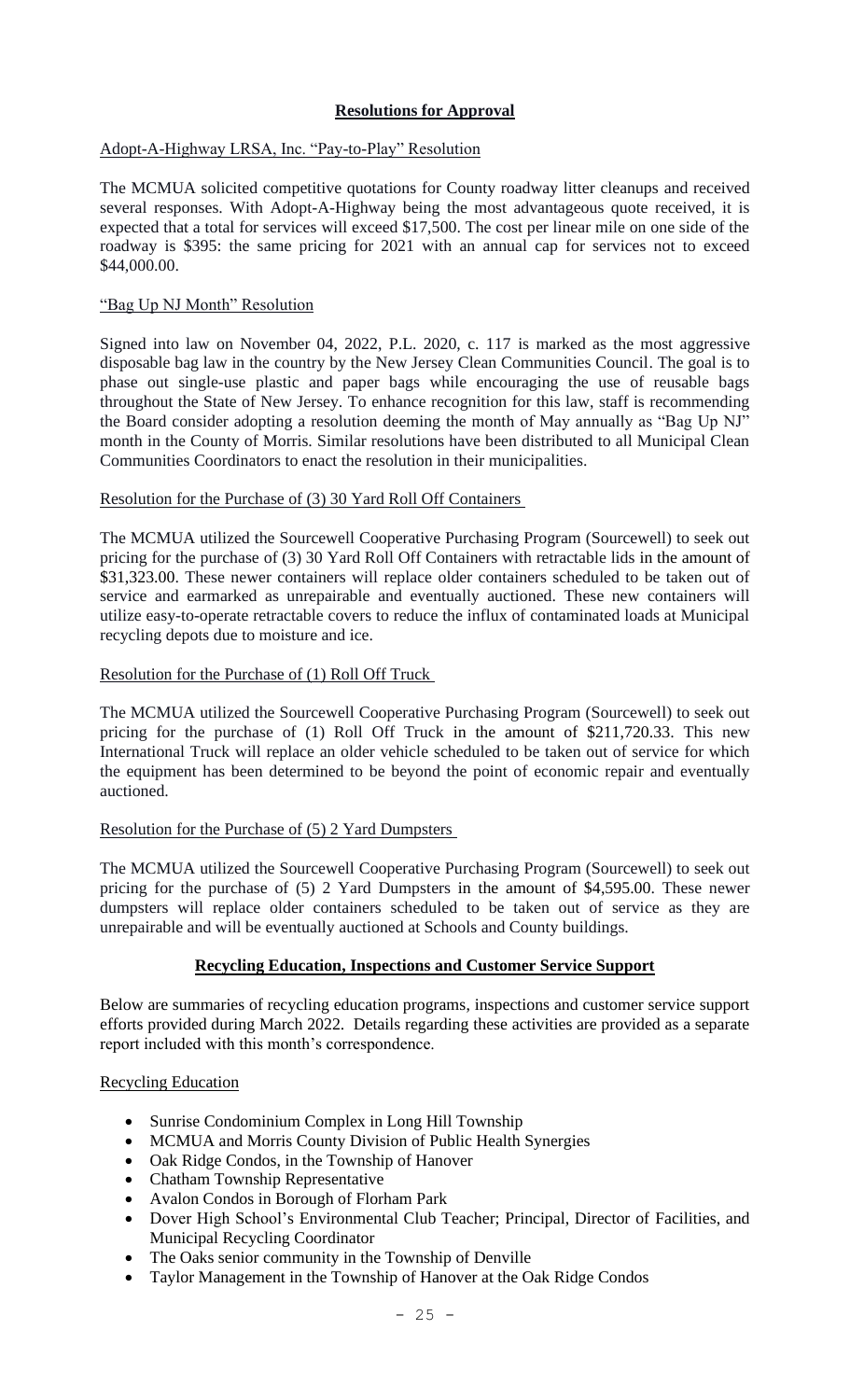## Resolutions for Approval

Adopt-A-Highway LRSA, Inc. "Pay-to-Play" Resolution

The MCMUA solicited competitive quotations for County roadway litter cleanups and received several responses. With Adopt-A-Highway being the most advantageous quote received, it is expected that a total for services will exceed $17,500. The cost per linear mile on one side of the roadway is $395: the same pricing for 2021 with an annual cap for services not to exceed $44,000.00.

"Bag Up NJ Month" Resolution

Signed into law on November 04, 2022, P.L. 2020, c. 117 is marked as the most aggressive disposable bag law in the country by the New Jersey Clean Communities Council. The goal is to phase out single-use plastic and paper bags while encouraging the use of reusable bags throughout the State of New Jersey. To enhance recognition for this law, staff is recommending the Board consider adopting a resolution deeming the month of May annually as "Bag Up NJ" month in the County of Morris. Similar resolutions have been distributed to all Municipal Clean Communities Coordinators to enact the resolution in their municipalities.

Resolution for the Purchase of (3) 30 Yard Roll Off Containers

The MCMUA utilized the Sourcewell Cooperative Purchasing Program (Sourcewell) to seek out pricing for the purchase of (3) 30 Yard Roll Off Containers with retractable lids in the amount of $31,323.00. These newer containers will replace older containers scheduled to be taken out of service and earmarked as unrepairable and eventually auctioned. These new containers will utilize easy-to-operate retractable covers to reduce the influx of contaminated loads at Municipal recycling depots due to moisture and ice.

Resolution for the Purchase of (1) Roll Off Truck

The MCMUA utilized the Sourcewell Cooperative Purchasing Program (Sourcewell) to seek out pricing for the purchase of (1) Roll Off Truck in the amount of $211,720.33. This new International Truck will replace an older vehicle scheduled to be taken out of service for which the equipment has been determined to be beyond the point of economic repair and eventually auctioned.

Resolution for the Purchase of (5) 2 Yard Dumpsters

The MCMUA utilized the Sourcewell Cooperative Purchasing Program (Sourcewell) to seek out pricing for the purchase of (5) 2 Yard Dumpsters in the amount of $4,595.00. These newer dumpsters will replace older containers scheduled to be taken out of service as they are unrepairable and will be eventually auctioned at Schools and County buildings.

## Recycling Education, Inspections and Customer Service Support

Below are summaries of recycling education programs, inspections and customer service support efforts provided during March 2022. Details regarding these activities are provided as a separate report included with this month's correspondence.

Recycling Education

- Sunrise Condominium Complex in Long Hill Township
- MCMUA and Morris County Division of Public Health Synergies
- Oak Ridge Condos, in the Township of Hanover
- Chatham Township Representative
- Avalon Condos in Borough of Florham Park
- Dover High School's Environmental Club Teacher; Principal, Director of Facilities, and Municipal Recycling Coordinator
- The Oaks senior community in the Township of Denville
- Taylor Management in the Township of Hanover at the Oak Ridge Condos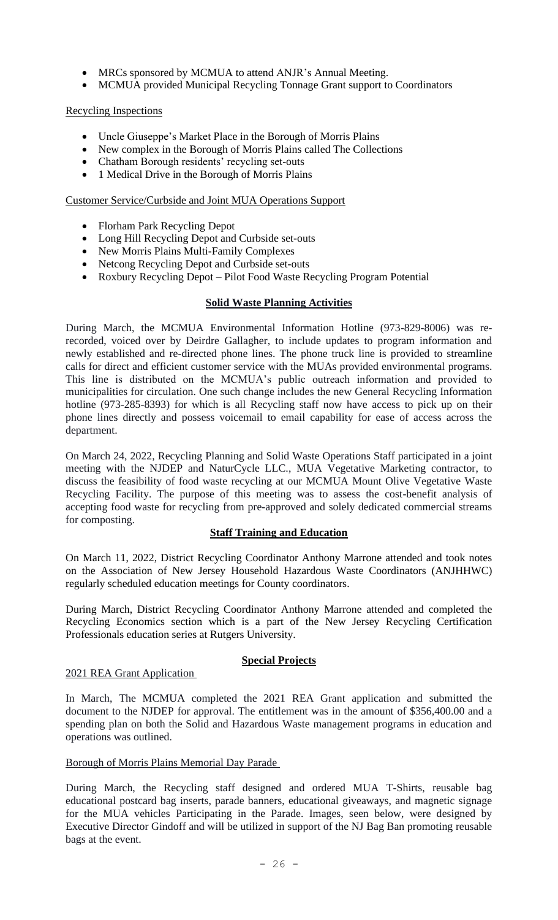- MRCs sponsored by MCMUA to attend ANJR's Annual Meeting.
- MCMUA provided Municipal Recycling Tonnage Grant support to Coordinators

Recycling Inspections

- Uncle Giuseppe's Market Place in the Borough of Morris Plains
- New complex in the Borough of Morris Plains called The Collections
- Chatham Borough residents' recycling set-outs
- 1 Medical Drive in the Borough of Morris Plains

Customer Service/Curbside and Joint MUA Operations Support

- Florham Park Recycling Depot
- Long Hill Recycling Depot and Curbside set-outs
- New Morris Plains Multi-Family Complexes
- Netcong Recycling Depot and Curbside set-outs
- Roxbury Recycling Depot – Pilot Food Waste Recycling Program Potential

## Solid Waste Planning Activities

During March, the MCMUA Environmental Information Hotline (973-829-8006) was re-recorded, voiced over by Deirdre Gallagher, to include updates to program information and newly established and re-directed phone lines. The phone truck line is provided to streamline calls for direct and efficient customer service with the MUAs provided environmental programs. This line is distributed on the MCMUA's public outreach information and provided to municipalities for circulation. One such change includes the new General Recycling Information hotline (973-285-8393) for which is all Recycling staff now have access to pick up on their phone lines directly and possess voicemail to email capability for ease of access across the department.

On March 24, 2022, Recycling Planning and Solid Waste Operations Staff participated in a joint meeting with the NJDEP and NaturCycle LLC., MUA Vegetative Marketing contractor, to discuss the feasibility of food waste recycling at our MCMUA Mount Olive Vegetative Waste Recycling Facility. The purpose of this meeting was to assess the cost-benefit analysis of accepting food waste for recycling from pre-approved and solely dedicated commercial streams for composting.

## Staff Training and Education

On March 11, 2022, District Recycling Coordinator Anthony Marrone attended and took notes on the Association of New Jersey Household Hazardous Waste Coordinators (ANJHHWC) regularly scheduled education meetings for County coordinators.

During March, District Recycling Coordinator Anthony Marrone attended and completed the Recycling Economics section which is a part of the New Jersey Recycling Certification Professionals education series at Rutgers University.

## Special Projects

2021 REA Grant Application

In March, The MCMUA completed the 2021 REA Grant application and submitted the document to the NJDEP for approval. The entitlement was in the amount of $356,400.00 and a spending plan on both the Solid and Hazardous Waste management programs in education and operations was outlined.

Borough of Morris Plains Memorial Day Parade

During March, the Recycling staff designed and ordered MUA T-Shirts, reusable bag educational postcard bag inserts, parade banners, educational giveaways, and magnetic signage for the MUA vehicles Participating in the Parade. Images, seen below, were designed by Executive Director Gindoff and will be utilized in support of the NJ Bag Ban promoting reusable bags at the event.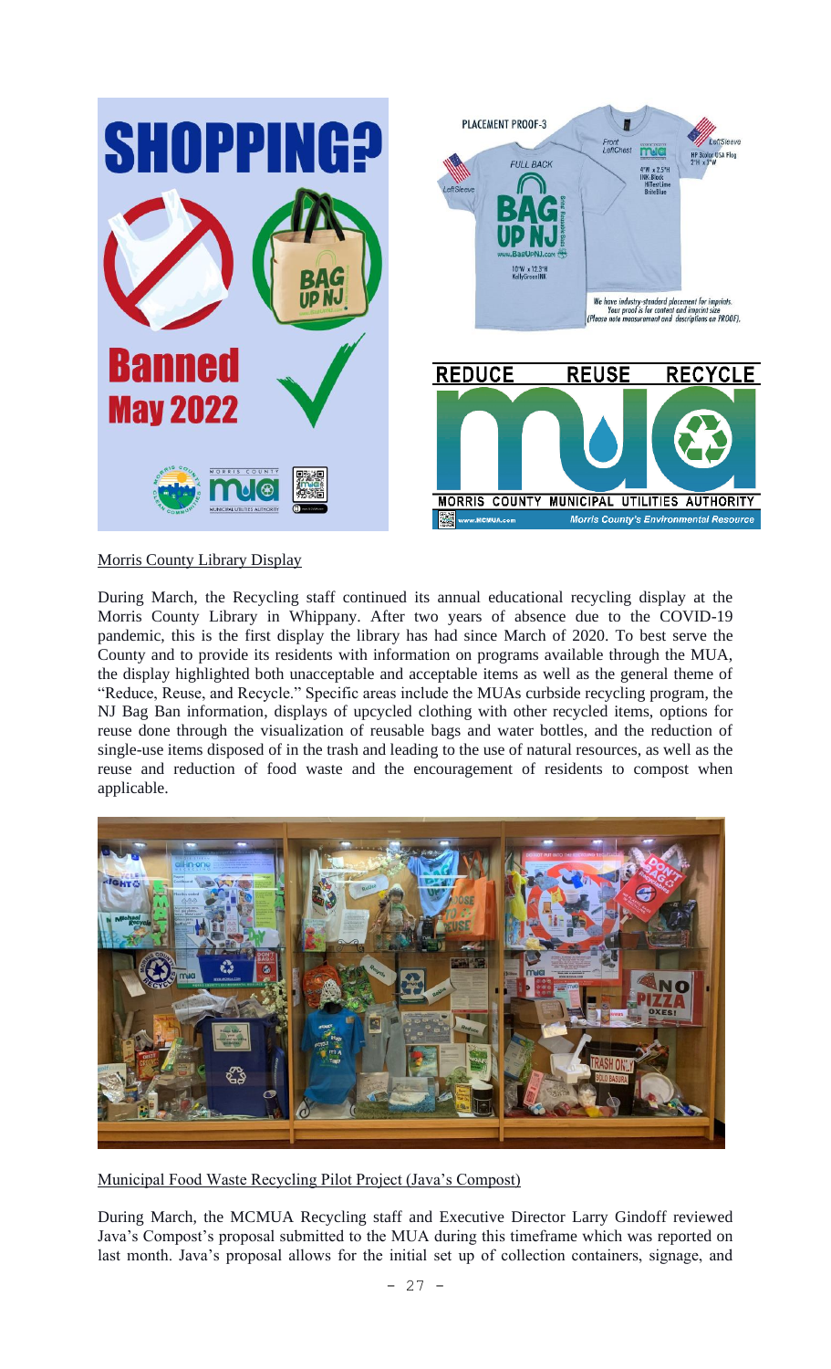Morris County Library Display

During March, the Recycling staff continued its annual educational recycling display at the Morris County Library in Whippany. After two years of absence due to the COVID-19 pandemic, this is the first display the library has had since March of 2020. To best serve the County and to provide its residents with information on programs available through the MUA, the display highlighted both unacceptable and acceptable items as well as the general theme of "Reduce, Reuse, and Recycle." Specific areas include the MUAs curbside recycling program, the NJ Bag Ban information, displays of upcycled clothing with other recycled items, options for reuse done through the visualization of reusable bags and water bottles, and the reduction of single-use items disposed of in the trash and leading to the use of natural resources, as well as the reuse and reduction of food waste and the encouragement of residents to compost when applicable.

Municipal Food Waste Recycling Pilot Project (Java's Compost)

During March, the MCMUA Recycling staff and Executive Director Larry Gindoff reviewed Java's Compost's proposal submitted to the MUA during this timeframe which was reported on last month. Java's proposal allows for the initial set up of collection containers, signage, and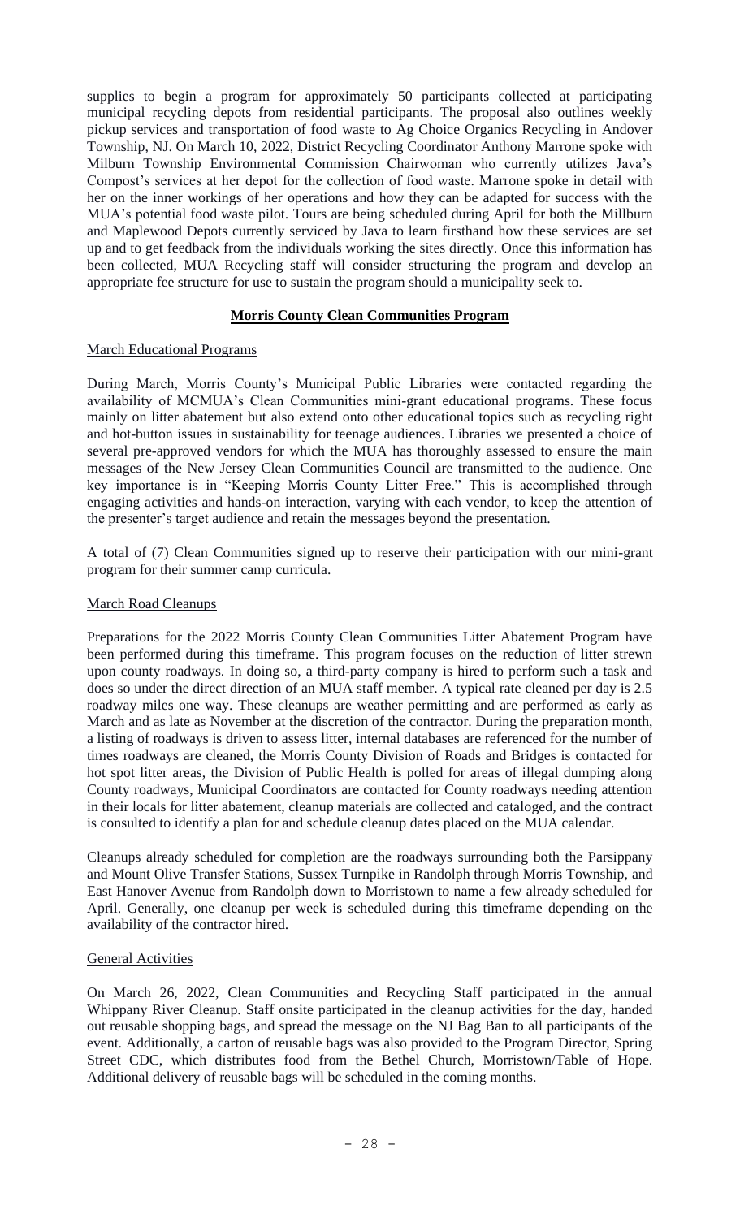supplies to begin a program for approximately 50 participants collected at participating municipal recycling depots from residential participants. The proposal also outlines weekly pickup services and transportation of food waste to Ag Choice Organics Recycling in Andover Township, NJ. On March 10, 2022, District Recycling Coordinator Anthony Marrone spoke with Milburn Township Environmental Commission Chairwoman who currently utilizes Java's Compost's services at her depot for the collection of food waste. Marrone spoke in detail with her on the inner workings of her operations and how they can be adapted for success with the MUA's potential food waste pilot. Tours are being scheduled during April for both the Millburn and Maplewood Depots currently serviced by Java to learn firsthand how these services are set up and to get feedback from the individuals working the sites directly. Once this information has been collected, MUA Recycling staff will consider structuring the program and develop an appropriate fee structure for use to sustain the program should a municipality seek to.

## Morris County Clean Communities Program

### March Educational Programs

During March, Morris County's Municipal Public Libraries were contacted regarding the availability of MCMUA's Clean Communities mini-grant educational programs. These focus mainly on litter abatement but also extend onto other educational topics such as recycling right and hot-button issues in sustainability for teenage audiences. Libraries we presented a choice of several pre-approved vendors for which the MUA has thoroughly assessed to ensure the main messages of the New Jersey Clean Communities Council are transmitted to the audience. One key importance is in "Keeping Morris County Litter Free." This is accomplished through engaging activities and hands-on interaction, varying with each vendor, to keep the attention of the presenter's target audience and retain the messages beyond the presentation.

A total of (7) Clean Communities signed up to reserve their participation with our mini-grant program for their summer camp curricula.

### March Road Cleanups

Preparations for the 2022 Morris County Clean Communities Litter Abatement Program have been performed during this timeframe. This program focuses on the reduction of litter strewn upon county roadways. In doing so, a third-party company is hired to perform such a task and does so under the direct direction of an MUA staff member. A typical rate cleaned per day is 2.5 roadway miles one way. These cleanups are weather permitting and are performed as early as March and as late as November at the discretion of the contractor. During the preparation month, a listing of roadways is driven to assess litter, internal databases are referenced for the number of times roadways are cleaned, the Morris County Division of Roads and Bridges is contacted for hot spot litter areas, the Division of Public Health is polled for areas of illegal dumping along County roadways, Municipal Coordinators are contacted for County roadways needing attention in their locals for litter abatement, cleanup materials are collected and cataloged, and the contract is consulted to identify a plan for and schedule cleanup dates placed on the MUA calendar.

Cleanups already scheduled for completion are the roadways surrounding both the Parsippany and Mount Olive Transfer Stations, Sussex Turnpike in Randolph through Morris Township, and East Hanover Avenue from Randolph down to Morristown to name a few already scheduled for April. Generally, one cleanup per week is scheduled during this timeframe depending on the availability of the contractor hired.

### General Activities

On March 26, 2022, Clean Communities and Recycling Staff participated in the annual Whippany River Cleanup. Staff onsite participated in the cleanup activities for the day, handed out reusable shopping bags, and spread the message on the NJ Bag Ban to all participants of the event. Additionally, a carton of reusable bags was also provided to the Program Director, Spring Street CDC, which distributes food from the Bethel Church, Morristown/Table of Hope. Additional delivery of reusable bags will be scheduled in the coming months.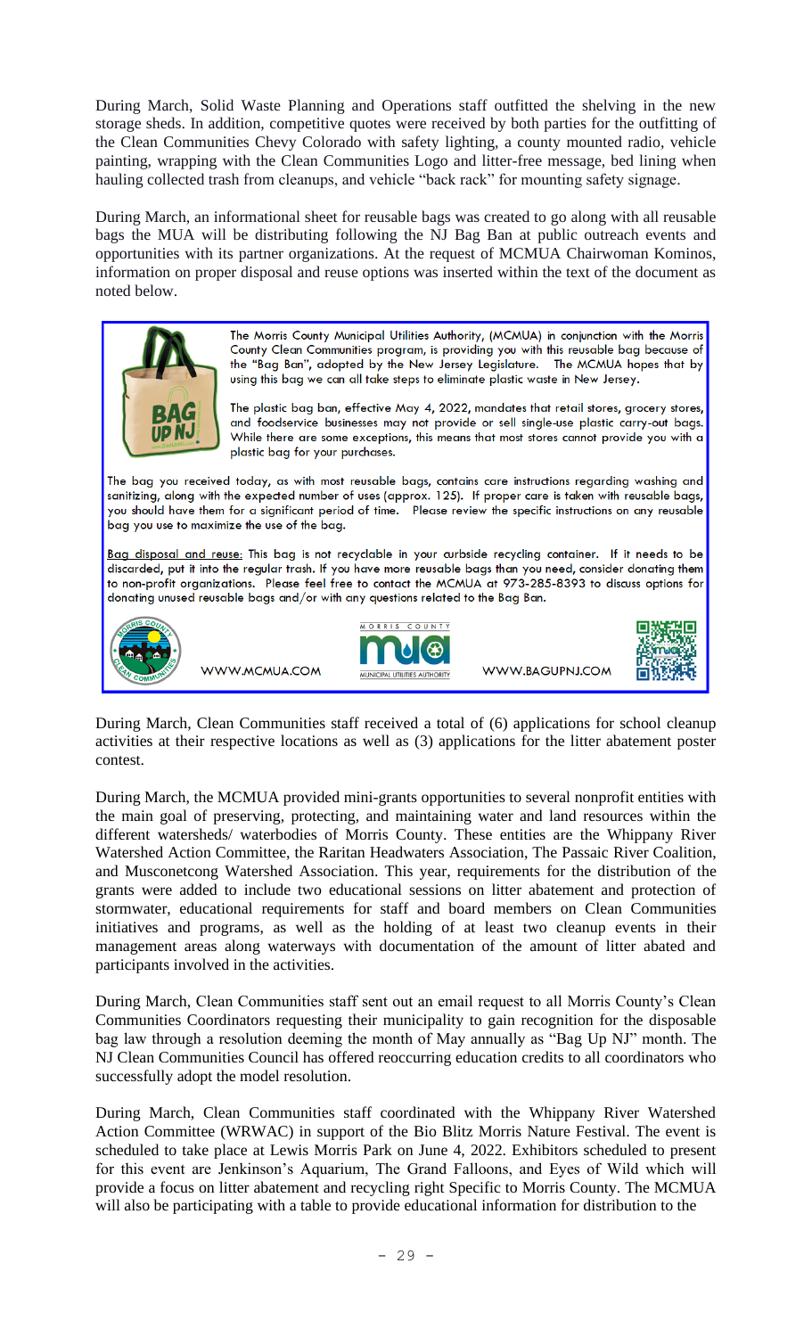During March, Solid Waste Planning and Operations staff outfitted the shelving in the new storage sheds. In addition, competitive quotes were received by both parties for the outfitting of the Clean Communities Chevy Colorado with safety lighting, a county mounted radio, vehicle painting, wrapping with the Clean Communities Logo and litter-free message, bed lining when hauling collected trash from cleanups, and vehicle "back rack" for mounting safety signage.

During March, an informational sheet for reusable bags was created to go along with all reusable bags the MUA will be distributing following the NJ Bag Ban at public outreach events and opportunities with its partner organizations. At the request of MCMUA Chairwoman Kominos, information on proper disposal and reuse options was inserted within the text of the document as noted below.

> The Morris County Municipal Utilities Authority, (MCMUA) in conjunction with the Morris County Clean Communities program, is providing you with this reusable bag because of the "Bag Ban", adopted by the New Jersey Legislature. The MCMUA hopes that by using this bag we can all take steps to eliminate plastic waste in New Jersey.
>
> The plastic bag ban, effective May 4, 2022, mandates that retail stores, grocery stores, and foodservice businesses may not provide or sell single-use plastic carry-out bags. While there are some exceptions, this means that most stores cannot provide you with a plastic bag for your purchases.
>
> The bag you received today, as with most reusable bags, contains care instructions regarding washing and sanitizing, along with the expected number of uses (approx. 125). If proper care is taken with reusable bags, you should have them for a significant period of time. Please review the specific instructions on any reusable bag you use to maximize the use of the bag.
>
> Bag disposal and reuse: This bag is not recyclable in your curbside recycling container. If it needs to be discarded, put it into the regular trash. If you have more reusable bags than you need, consider donating them to non-profit organizations. Please feel free to contact the MCMUA at 973-285-8393 to discuss options for donating unused reusable bags and/or with any questions related to the Bag Ban.
>
> WWW.MCMUA.COM WWW.BAGUPNJ.COM

During March, Clean Communities staff received a total of (6) applications for school cleanup activities at their respective locations as well as (3) applications for the litter abatement poster contest.

During March, the MCMUA provided mini-grants opportunities to several nonprofit entities with the main goal of preserving, protecting, and maintaining water and land resources within the different watersheds/ waterbodies of Morris County. These entities are the Whippany River Watershed Action Committee, the Raritan Headwaters Association, The Passaic River Coalition, and Musconetcong Watershed Association. This year, requirements for the distribution of the grants were added to include two educational sessions on litter abatement and protection of stormwater, educational requirements for staff and board members on Clean Communities initiatives and programs, as well as the holding of at least two cleanup events in their management areas along waterways with documentation of the amount of litter abated and participants involved in the activities.

During March, Clean Communities staff sent out an email request to all Morris County's Clean Communities Coordinators requesting their municipality to gain recognition for the disposable bag law through a resolution deeming the month of May annually as "Bag Up NJ" month. The NJ Clean Communities Council has offered reoccurring education credits to all coordinators who successfully adopt the model resolution.

During March, Clean Communities staff coordinated with the Whippany River Watershed Action Committee (WRWAC) in support of the Bio Blitz Morris Nature Festival. The event is scheduled to take place at Lewis Morris Park on June 4, 2022. Exhibitors scheduled to present for this event are Jenkinson's Aquarium, The Grand Falloons, and Eyes of Wild which will provide a focus on litter abatement and recycling right Specific to Morris County. The MCMUA will also be participating with a table to provide educational information for distribution to the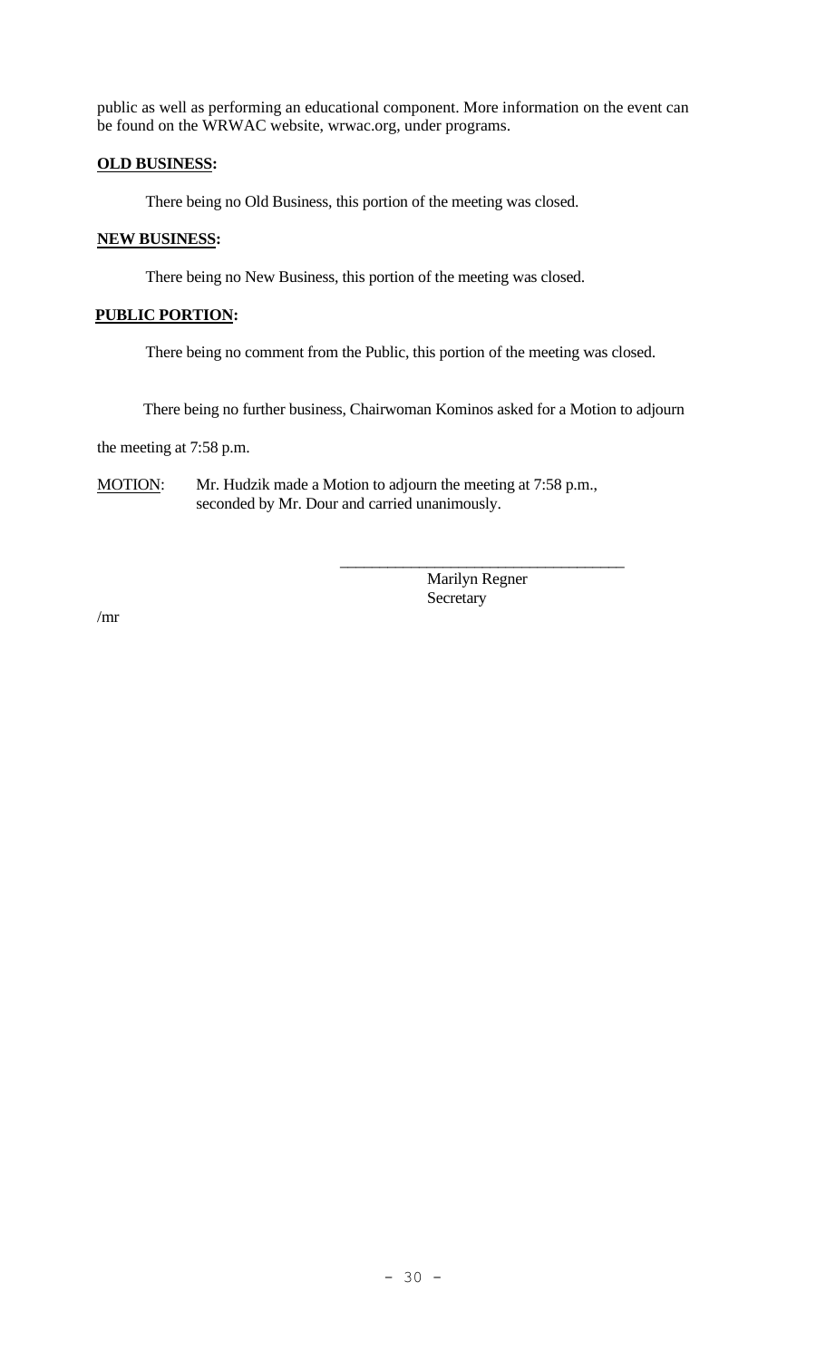public as well as performing an educational component. More information on the event can be found on the WRWAC website, wrwac.org, under programs.

**OLD BUSINESS:**

There being no Old Business, this portion of the meeting was closed.

**NEW BUSINESS:**

There being no New Business, this portion of the meeting was closed.

**PUBLIC PORTION:**

There being no comment from the Public, this portion of the meeting was closed.

There being no further business, Chairwoman Kominos asked for a Motion to adjourn the meeting at 7:58 p.m.

MOTION: Mr. Hudzik made a Motion to adjourn the meeting at 7:58 p.m., seconded by Mr. Dour and carried unanimously.

\_\_\_\_\_\_\_\_\_\_\_\_\_\_\_\_\_\_\_\_\_\_\_\_\_\_\_\_\_\_\_\_\_\_\_\_

Marilyn Regner
Secretary

/mr